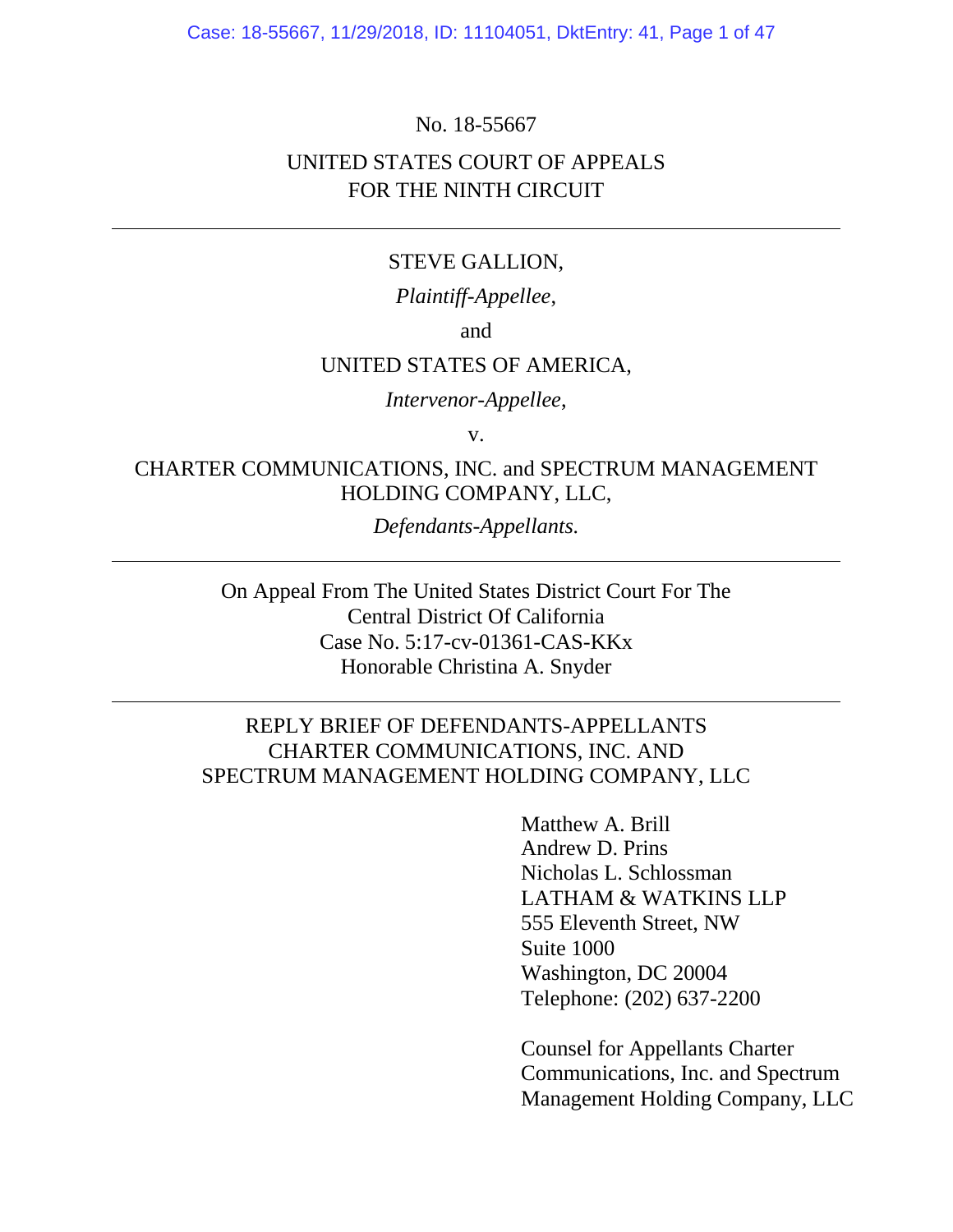No. 18-55667

UNITED STATES COURT OF APPEALS
FOR THE NINTH CIRCUIT

---

STEVE GALLION,

*Plaintiff-Appellee*,

and

UNITED STATES OF AMERICA,

*Intervenor-Appellee*,

v.

CHARTER COMMUNICATIONS, INC. and SPECTRUM MANAGEMENT HOLDING COMPANY, LLC,

*Defendants-Appellants.*

---

On Appeal From The United States District Court For The
Central District Of California
Case No. 5:17-cv-01361-CAS-KKx
Honorable Christina A. Snyder

---

REPLY BRIEF OF DEFENDANTS-APPELLANTS
CHARTER COMMUNICATIONS, INC. AND
SPECTRUM MANAGEMENT HOLDING COMPANY, LLC

Matthew A. Brill
Andrew D. Prins
Nicholas L. Schlossman
LATHAM & WATKINS LLP
555 Eleventh Street, NW
Suite 1000
Washington, DC 20004
Telephone: (202) 637-2200

Counsel for Appellants Charter Communications, Inc. and Spectrum Management Holding Company, LLC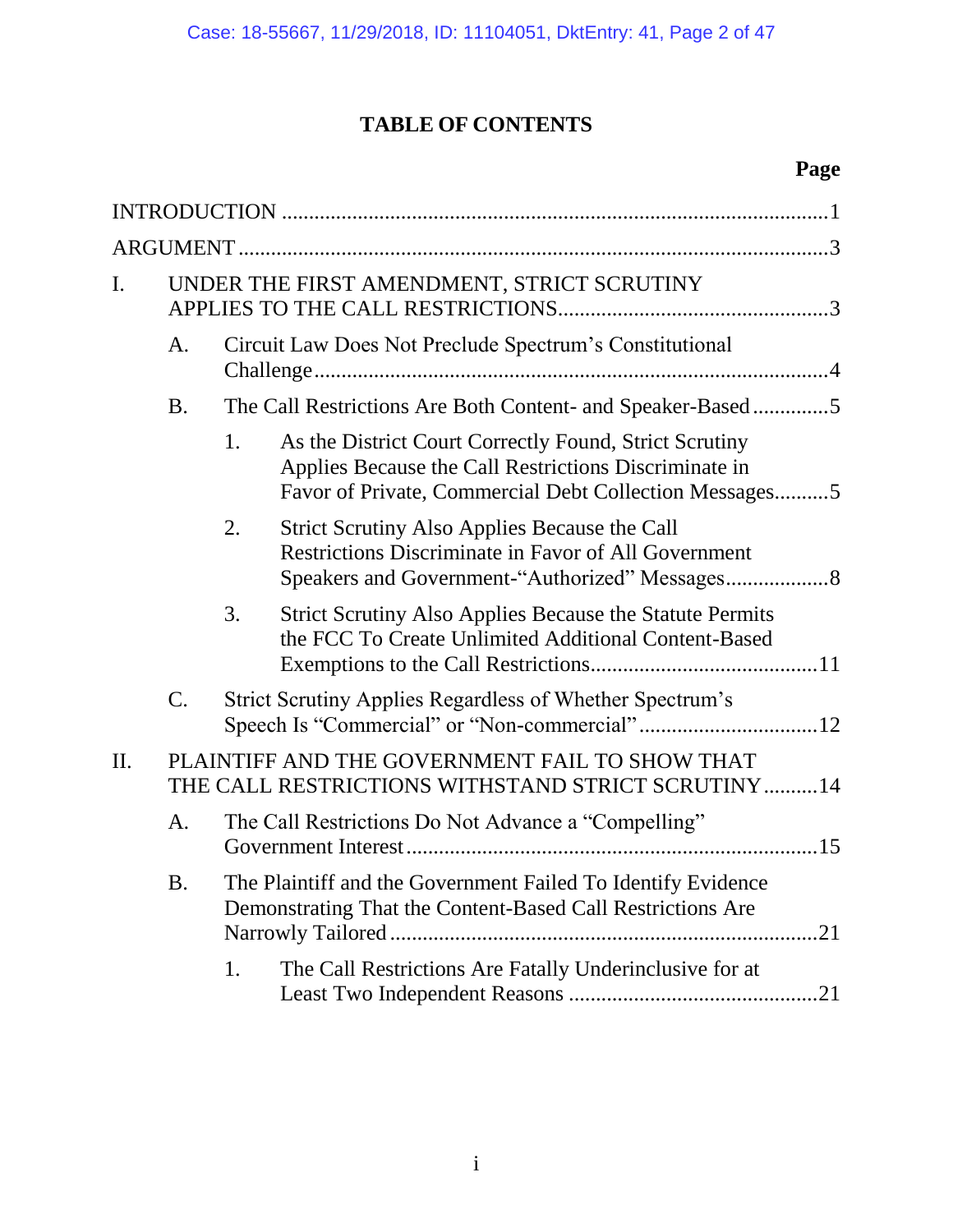# TABLE OF CONTENTS

| | Page |
|---|---|
| INTRODUCTION | 1 |
| ARGUMENT | 3 |
| I. UNDER THE FIRST AMENDMENT, STRICT SCRUTINY APPLIES TO THE CALL RESTRICTIONS | 3 |
| A. Circuit Law Does Not Preclude Spectrum's Constitutional Challenge | 4 |
| B. The Call Restrictions Are Both Content- and Speaker-Based | 5 |
| 1. As the District Court Correctly Found, Strict Scrutiny Applies Because the Call Restrictions Discriminate in Favor of Private, Commercial Debt Collection Messages | 5 |
| 2. Strict Scrutiny Also Applies Because the Call Restrictions Discriminate in Favor of All Government Speakers and Government-"Authorized" Messages | 8 |
| 3. Strict Scrutiny Also Applies Because the Statute Permits the FCC To Create Unlimited Additional Content-Based Exemptions to the Call Restrictions | 11 |
| C. Strict Scrutiny Applies Regardless of Whether Spectrum's Speech Is "Commercial" or "Non-commercial" | 12 |
| II. PLAINTIFF AND THE GOVERNMENT FAIL TO SHOW THAT THE CALL RESTRICTIONS WITHSTAND STRICT SCRUTINY | 14 |
| A. The Call Restrictions Do Not Advance a "Compelling" Government Interest | 15 |
| B. The Plaintiff and the Government Failed To Identify Evidence Demonstrating That the Content-Based Call Restrictions Are Narrowly Tailored | 21 |
| 1. The Call Restrictions Are Fatally Underinclusive for at Least Two Independent Reasons | 21 |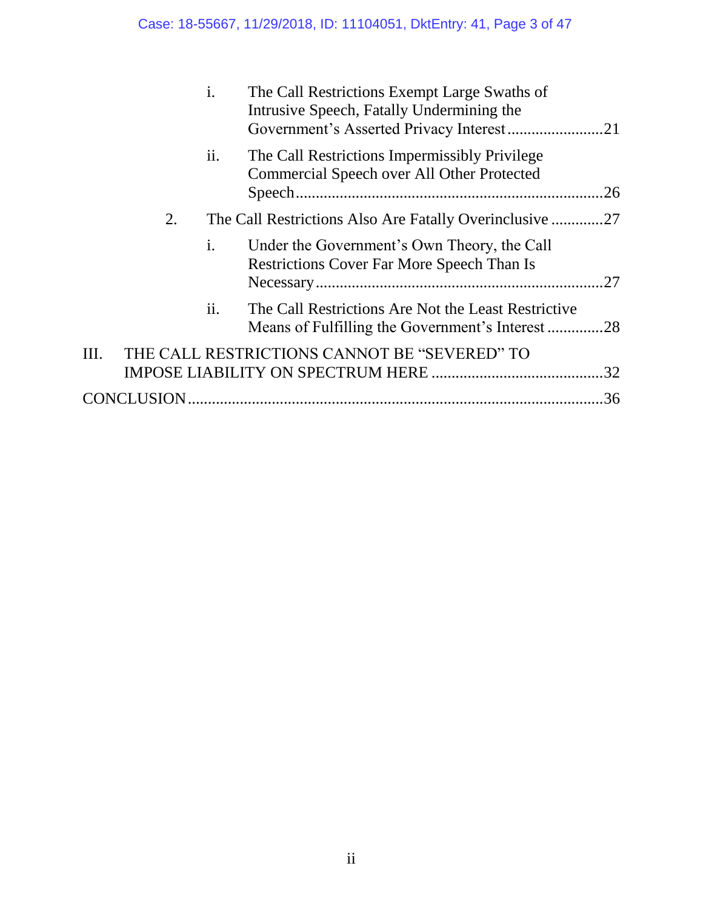- i. The Call Restrictions Exempt Large Swaths of Intrusive Speech, Fatally Undermining the Government's Asserted Privacy Interest ........................21
- ii. The Call Restrictions Impermissibly Privilege Commercial Speech over All Other Protected Speech ............................................................................26

2. The Call Restrictions Also Are Fatally Overinclusive .............27

- i. Under the Government's Own Theory, the Call Restrictions Cover Far More Speech Than Is Necessary.......................................................................27
- ii. The Call Restrictions Are Not the Least Restrictive Means of Fulfilling the Government's Interest ..............28

III. THE CALL RESTRICTIONS CANNOT BE "SEVERED" TO IMPOSE LIABILITY ON SPECTRUM HERE ...........................................32

CONCLUSION.......................................................................................................36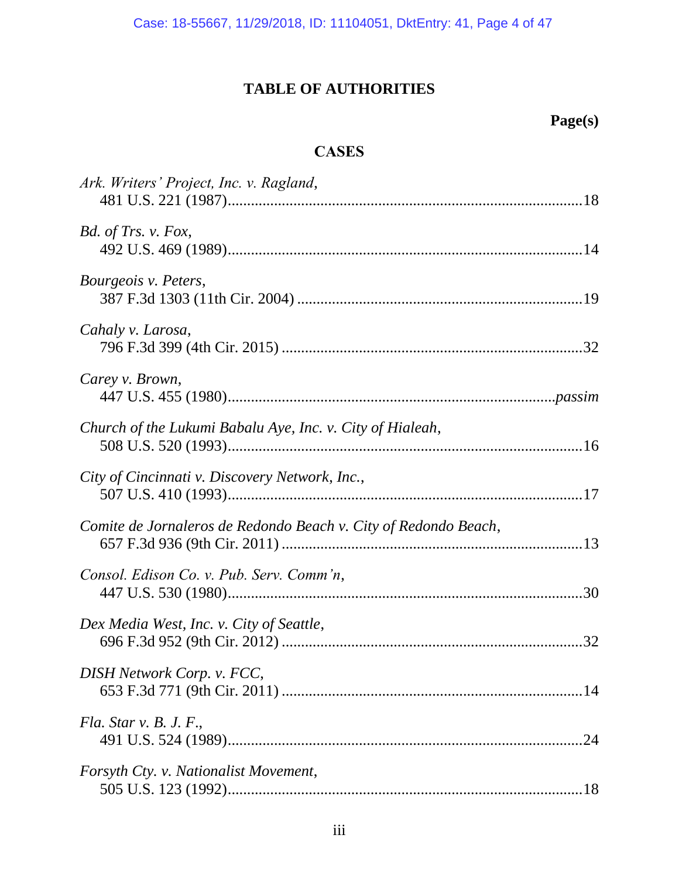# TABLE OF AUTHORITIES

**Page(s)**

## CASES

*Ark. Writers' Project, Inc. v. Ragland*, 481 U.S. 221 (1987) .......... 18

*Bd. of Trs. v. Fox*, 492 U.S. 469 (1989) .......... 14

*Bourgeois v. Peters*, 387 F.3d 1303 (11th Cir. 2004) .......... 19

*Cahaly v. Larosa*, 796 F.3d 399 (4th Cir. 2015) .......... 32

*Carey v. Brown*, 447 U.S. 455 (1980) .......... *passim*

*Church of the Lukumi Babalu Aye, Inc. v. City of Hialeah*, 508 U.S. 520 (1993) .......... 16

*City of Cincinnati v. Discovery Network, Inc.*, 507 U.S. 410 (1993) .......... 17

*Comite de Jornaleros de Redondo Beach v. City of Redondo Beach*, 657 F.3d 936 (9th Cir. 2011) .......... 13

*Consol. Edison Co. v. Pub. Serv. Comm'n*, 447 U.S. 530 (1980) .......... 30

*Dex Media West, Inc. v. City of Seattle*, 696 F.3d 952 (9th Cir. 2012) .......... 32

*DISH Network Corp. v. FCC*, 653 F.3d 771 (9th Cir. 2011) .......... 14

*Fla. Star v. B. J. F.*, 491 U.S. 524 (1989) .......... 24

*Forsyth Cty. v. Nationalist Movement*, 505 U.S. 123 (1992) .......... 18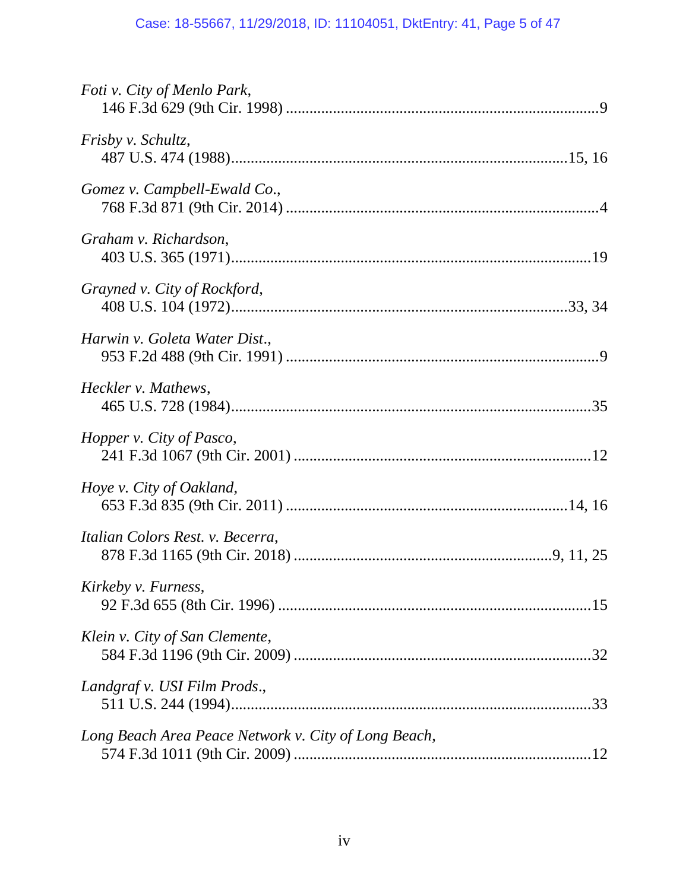*Foti v. City of Menlo Park*,
146 F.3d 629 (9th Cir. 1998) ..............................................................................9

*Frisby v. Schultz*,
487 U.S. 474 (1988)...................................................................................15, 16

*Gomez v. Campbell-Ewald Co*.,
768 F.3d 871 (9th Cir. 2014) ..............................................................................4

*Graham v. Richardson*,
403 U.S. 365 (1971)..........................................................................................19

*Grayned v. City of Rockford*,
408 U.S. 104 (1972)...................................................................................33, 34

*Harwin v. Goleta Water Dist*.,
953 F.2d 488 (9th Cir. 1991) ..............................................................................9

*Heckler v. Mathews*,
465 U.S. 728 (1984)..........................................................................................35

*Hopper v. City of Pasco*,
241 F.3d 1067 (9th Cir. 2001) ..........................................................................12

*Hoye v. City of Oakland*,
653 F.3d 835 (9th Cir. 2011) .......................................................................14, 16

*Italian Colors Rest. v. Becerra*,
878 F.3d 1165 (9th Cir. 2018) ..............................................................9, 11, 25

*Kirkeby v. Furness*,
92 F.3d 655 (8th Cir. 1996) ..............................................................................15

*Klein v. City of San Clemente*,
584 F.3d 1196 (9th Cir. 2009) ..........................................................................32

*Landgraf v. USI Film Prods*.,
511 U.S. 244 (1994)..........................................................................................33

*Long Beach Area Peace Network v. City of Long Beach*,
574 F.3d 1011 (9th Cir. 2009) ..........................................................................12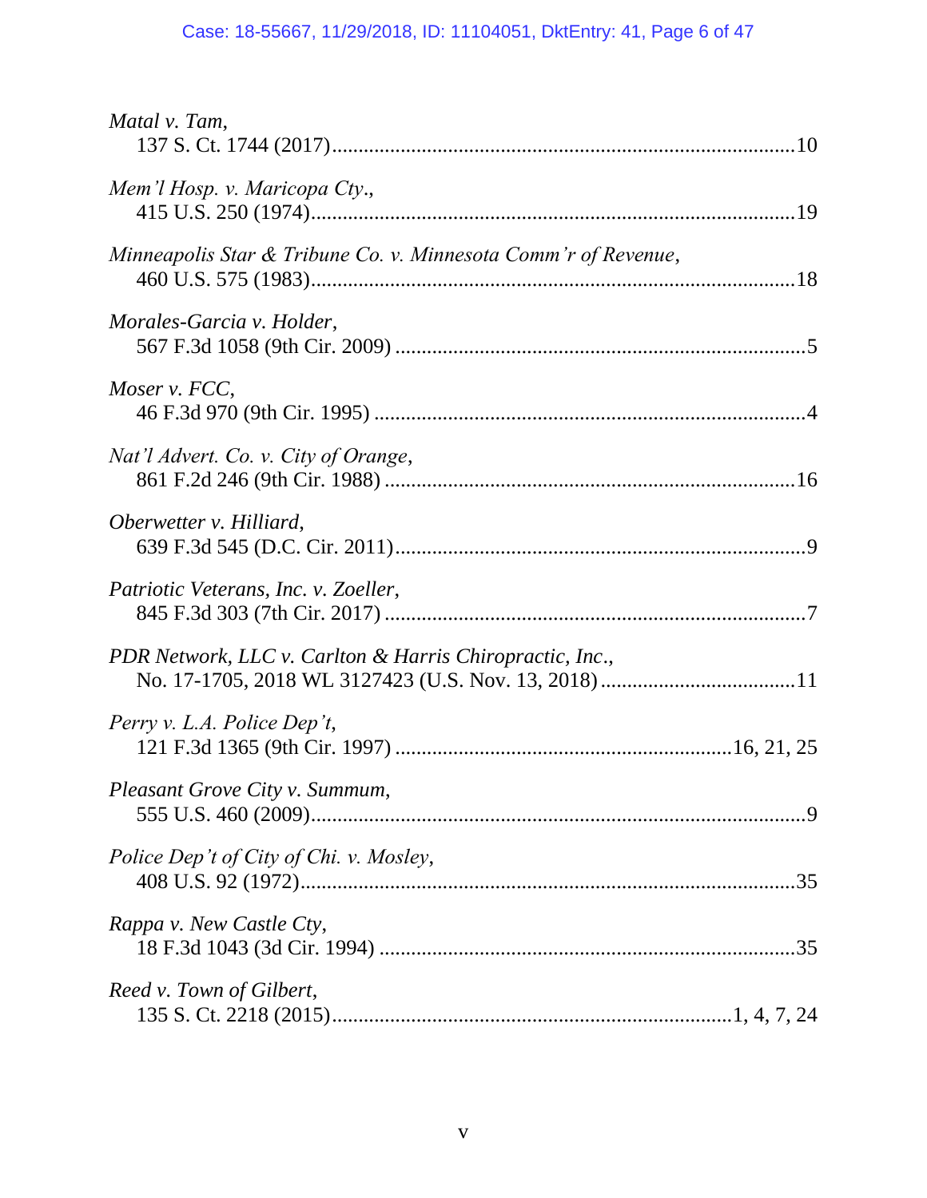*Matal v. Tam*,
137 S. Ct. 1744 (2017)........................................................................................10

*Mem'l Hosp. v. Maricopa Cty.*,
415 U.S. 250 (1974)............................................................................................19

*Minneapolis Star & Tribune Co. v. Minnesota Comm'r of Revenue*,
460 U.S. 575 (1983)............................................................................................18

*Morales-Garcia v. Holder*,
567 F.3d 1058 (9th Cir. 2009) ..............................................................................5

*Moser v. FCC*,
46 F.3d 970 (9th Cir. 1995) ..................................................................................4

*Nat'l Advert. Co. v. City of Orange*,
861 F.2d 246 (9th Cir. 1988) ..............................................................................16

*Oberwetter v. Hilliard*,
639 F.3d 545 (D.C. Cir. 2011)..............................................................................9

*Patriotic Veterans, Inc. v. Zoeller*,
845 F.3d 303 (7th Cir. 2017) ................................................................................7

*PDR Network, LLC v. Carlton & Harris Chiropractic, Inc.*,
No. 17-1705, 2018 WL 3127423 (U.S. Nov. 13, 2018) ....................................11

*Perry v. L.A. Police Dep't*,
121 F.3d 1365 (9th Cir. 1997) ..............................................................16, 21, 25

*Pleasant Grove City v. Summum*,
555 U.S. 460 (2009)..............................................................................................9

*Police Dep't of City of Chi. v. Mosley*,
408 U.S. 92 (1972)..............................................................................................35

*Rappa v. New Castle Cty*,
18 F.3d 1043 (3d Cir. 1994) ................................................................................35

*Reed v. Town of Gilbert*,
135 S. Ct. 2218 (2015)...........................................................................1, 4, 7, 24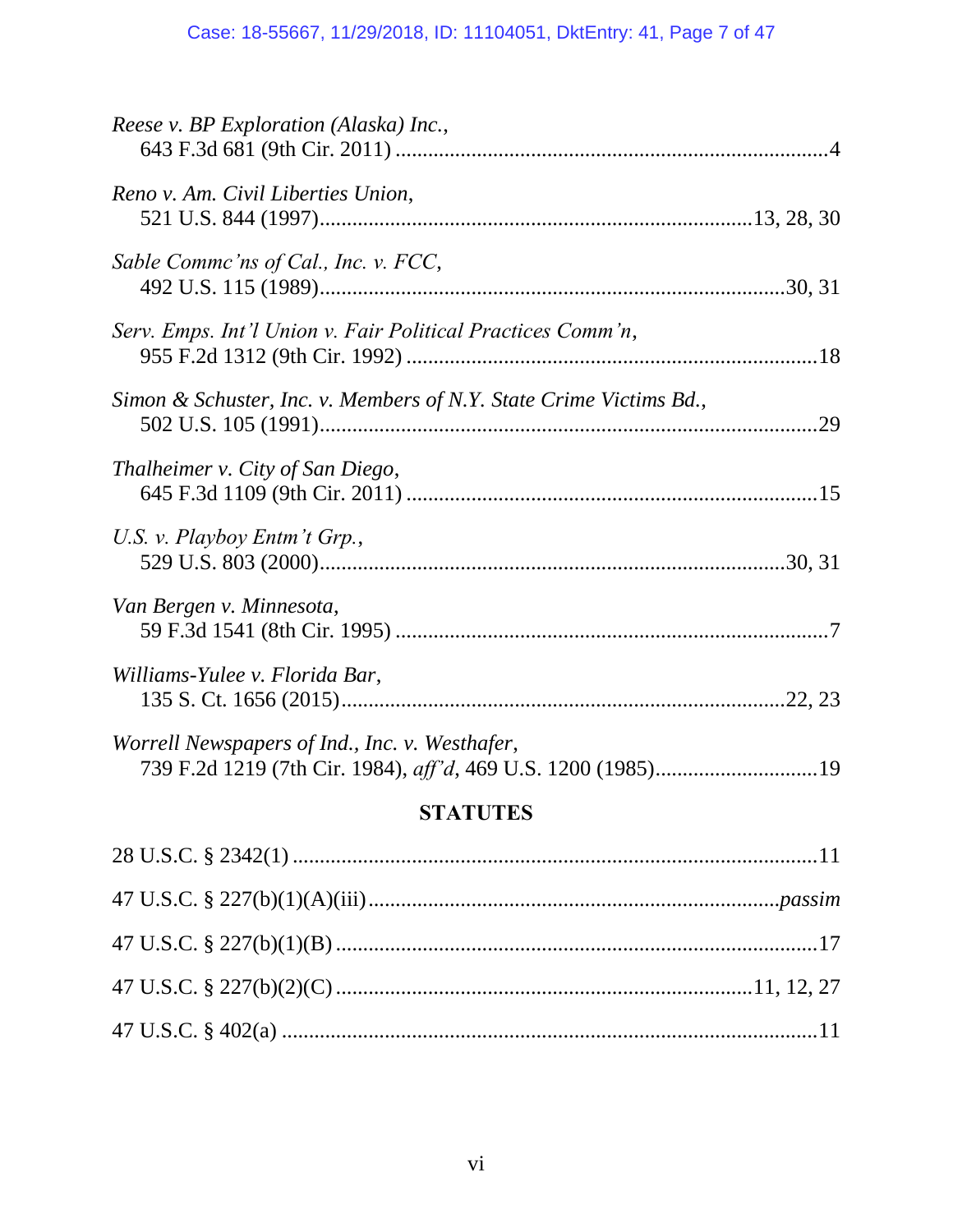*Reese v. BP Exploration (Alaska) Inc.*,
643 F.3d 681 (9th Cir. 2011) ....................................................................................4

*Reno v. Am. Civil Liberties Union*,
521 U.S. 844 (1997)...............................................................................13, 28, 30

*Sable Commc'ns of Cal., Inc. v. FCC*,
492 U.S. 115 (1989)......................................................................................30, 31

*Serv. Emps. Int'l Union v. Fair Political Practices Comm'n*,
955 F.2d 1312 (9th Cir. 1992) ............................................................................18

*Simon & Schuster, Inc. v. Members of N.Y. State Crime Victims Bd.*,
502 U.S. 105 (1991)...............................................................................................29

*Thalheimer v. City of San Diego*,
645 F.3d 1109 (9th Cir. 2011) ............................................................................15

*U.S. v. Playboy Entm't Grp.*,
529 U.S. 803 (2000)......................................................................................30, 31

*Van Bergen v. Minnesota*,
59 F.3d 1541 (8th Cir. 1995) ..................................................................................7

*Williams-Yulee v. Florida Bar*,
135 S. Ct. 1656 (2015)...................................................................................22, 23

*Worrell Newspapers of Ind., Inc. v. Westhafer*,
739 F.2d 1219 (7th Cir. 1984), *aff'd*, 469 U.S. 1200 (1985)...............................19

## STATUTES

28 U.S.C. § 2342(1) ..................................................................................................11

47 U.S.C. § 227(b)(1)(A)(iii)............................................................................*passim*

47 U.S.C. § 227(b)(1)(B) ..........................................................................................17

47 U.S.C. § 227(b)(2)(C) ..........................................................................11, 12, 27

47 U.S.C. § 402(a) .....................................................................................................11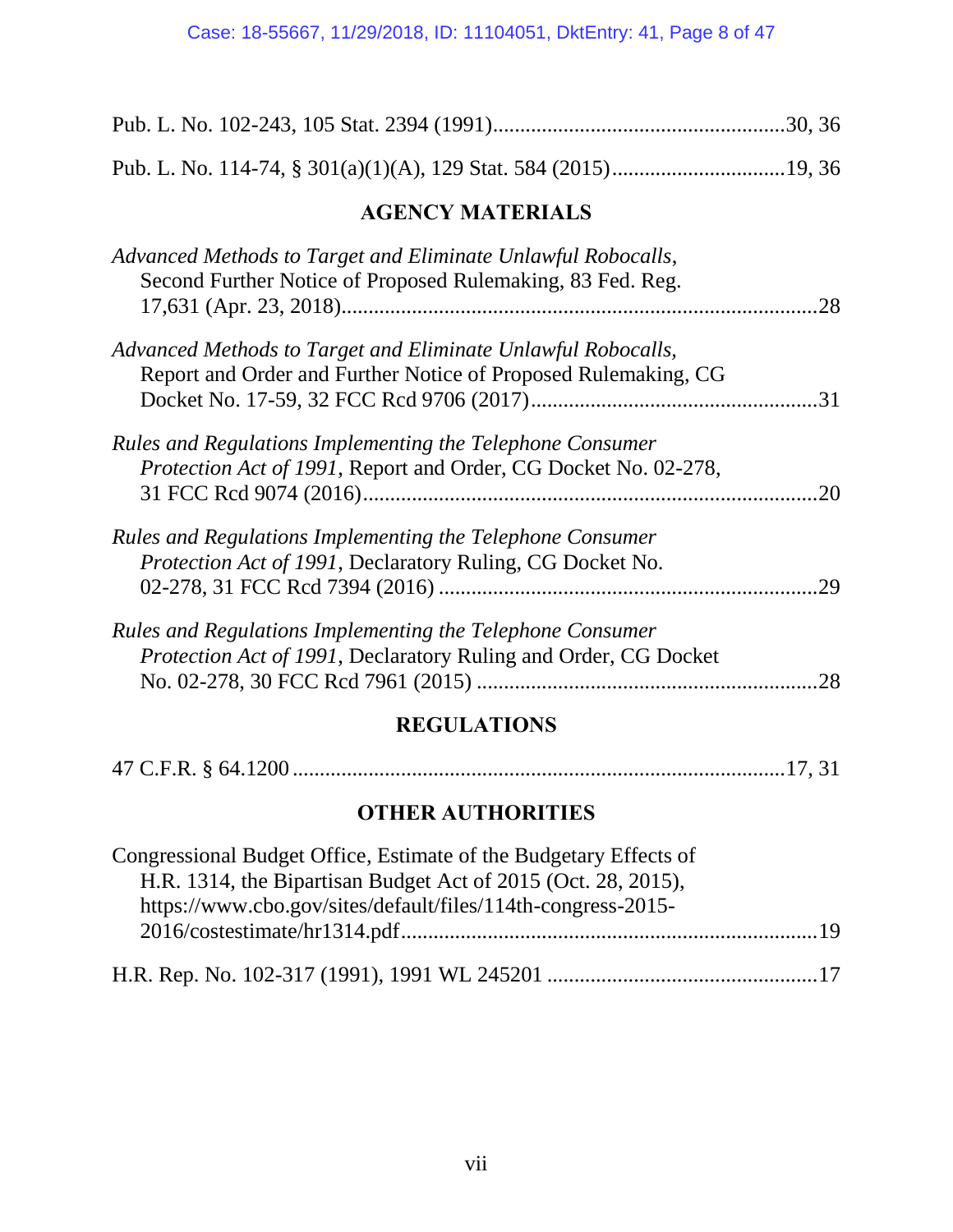Pub. L. No. 102-243, 105 Stat. 2394 (1991).....................................................30, 36

Pub. L. No. 114-74, § 301(a)(1)(A), 129 Stat. 584 (2015)...............................19, 36

## AGENCY MATERIALS

*Advanced Methods to Target and Eliminate Unlawful Robocalls*, Second Further Notice of Proposed Rulemaking, 83 Fed. Reg. 17,631 (Apr. 23, 2018).......................................................................................28

*Advanced Methods to Target and Eliminate Unlawful Robocalls*, Report and Order and Further Notice of Proposed Rulemaking, CG Docket No. 17-59, 32 FCC Rcd 9706 (2017)....................................................31

*Rules and Regulations Implementing the Telephone Consumer Protection Act of 1991*, Report and Order, CG Docket No. 02-278, 31 FCC Rcd 9074 (2016)..................................................................................20

*Rules and Regulations Implementing the Telephone Consumer Protection Act of 1991*, Declaratory Ruling, CG Docket No. 02-278, 31 FCC Rcd 7394 (2016) .....................................................................29

*Rules and Regulations Implementing the Telephone Consumer Protection Act of 1991*, Declaratory Ruling and Order, CG Docket No. 02-278, 30 FCC Rcd 7961 (2015) ..............................................................28

## REGULATIONS

47 C.F.R. § 64.1200 ........................................................................................17, 31

## OTHER AUTHORITIES

Congressional Budget Office, Estimate of the Budgetary Effects of H.R. 1314, the Bipartisan Budget Act of 2015 (Oct. 28, 2015), https://www.cbo.gov/sites/default/files/114th-congress-2015-2016/costestimate/hr1314.pdf...........................................................................19

H.R. Rep. No. 102-317 (1991), 1991 WL 245201 .................................................17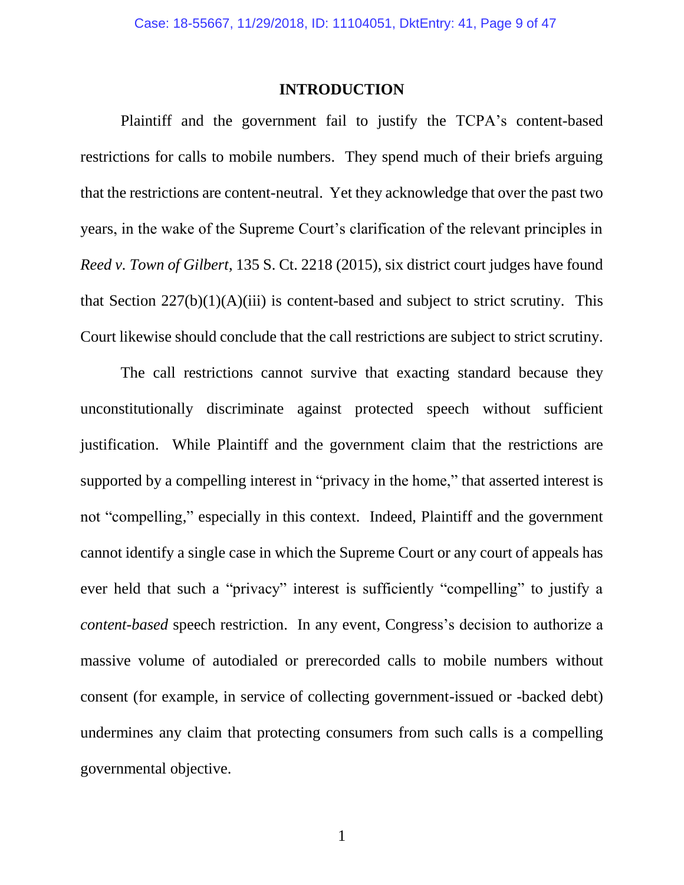# INTRODUCTION

Plaintiff and the government fail to justify the TCPA's content-based restrictions for calls to mobile numbers. They spend much of their briefs arguing that the restrictions are content-neutral. Yet they acknowledge that over the past two years, in the wake of the Supreme Court's clarification of the relevant principles in *Reed v. Town of Gilbert*, 135 S. Ct. 2218 (2015), six district court judges have found that Section 227(b)(1)(A)(iii) is content-based and subject to strict scrutiny. This Court likewise should conclude that the call restrictions are subject to strict scrutiny.

The call restrictions cannot survive that exacting standard because they unconstitutionally discriminate against protected speech without sufficient justification. While Plaintiff and the government claim that the restrictions are supported by a compelling interest in "privacy in the home," that asserted interest is not "compelling," especially in this context. Indeed, Plaintiff and the government cannot identify a single case in which the Supreme Court or any court of appeals has ever held that such a "privacy" interest is sufficiently "compelling" to justify a *content-based* speech restriction. In any event, Congress's decision to authorize a massive volume of autodialed or prerecorded calls to mobile numbers without consent (for example, in service of collecting government-issued or -backed debt) undermines any claim that protecting consumers from such calls is a compelling governmental objective.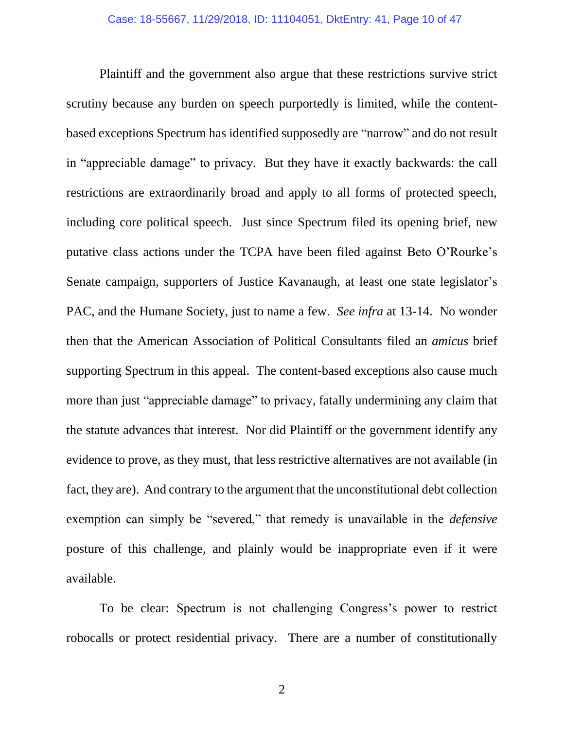Plaintiff and the government also argue that these restrictions survive strict scrutiny because any burden on speech purportedly is limited, while the content-based exceptions Spectrum has identified supposedly are "narrow" and do not result in "appreciable damage" to privacy. But they have it exactly backwards: the call restrictions are extraordinarily broad and apply to all forms of protected speech, including core political speech. Just since Spectrum filed its opening brief, new putative class actions under the TCPA have been filed against Beto O'Rourke's Senate campaign, supporters of Justice Kavanaugh, at least one state legislator's PAC, and the Humane Society, just to name a few. *See infra* at 13-14. No wonder then that the American Association of Political Consultants filed an *amicus* brief supporting Spectrum in this appeal. The content-based exceptions also cause much more than just "appreciable damage" to privacy, fatally undermining any claim that the statute advances that interest. Nor did Plaintiff or the government identify any evidence to prove, as they must, that less restrictive alternatives are not available (in fact, they are). And contrary to the argument that the unconstitutional debt collection exemption can simply be "severed," that remedy is unavailable in the *defensive* posture of this challenge, and plainly would be inappropriate even if it were available.

To be clear: Spectrum is not challenging Congress's power to restrict robocalls or protect residential privacy. There are a number of constitutionally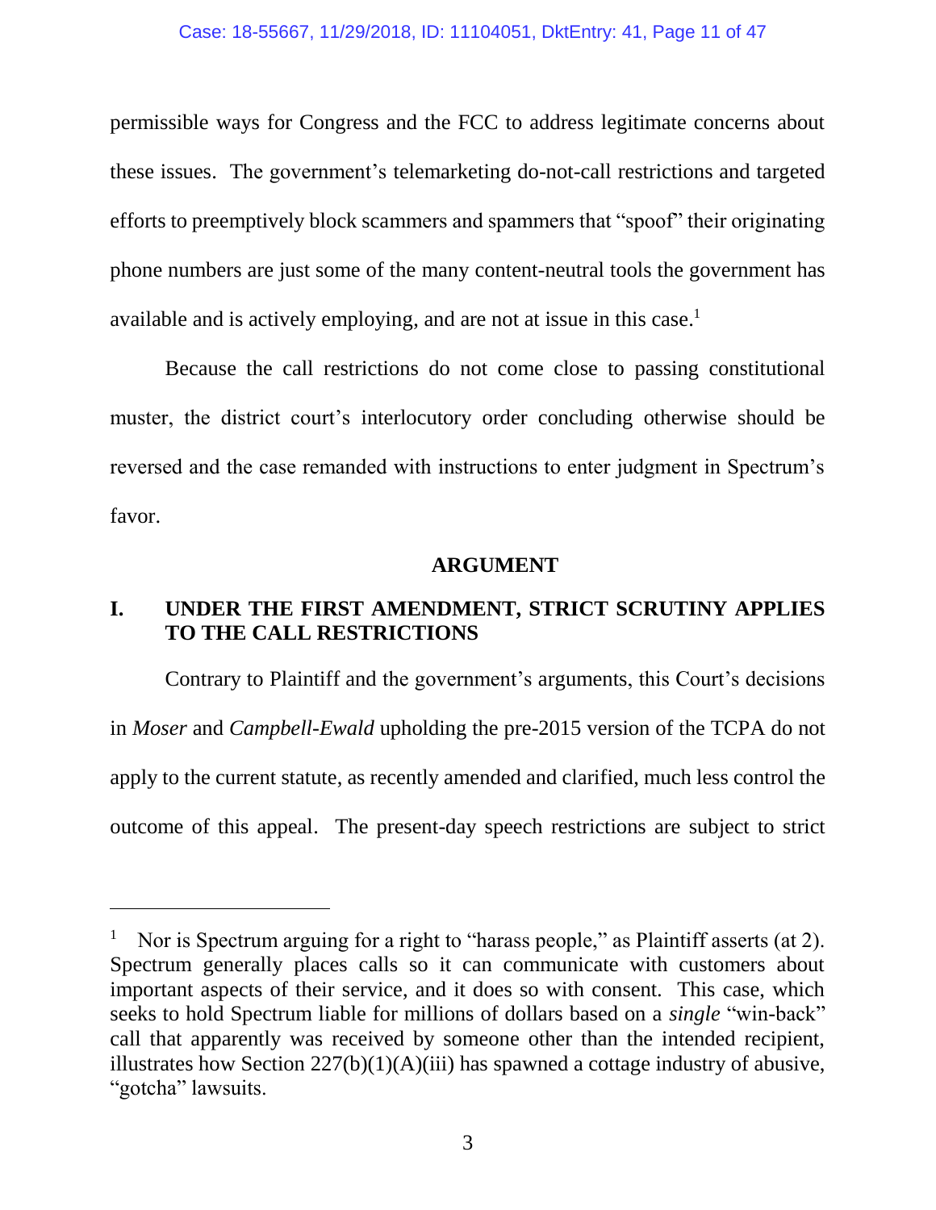permissible ways for Congress and the FCC to address legitimate concerns about these issues. The government's telemarketing do-not-call restrictions and targeted efforts to preemptively block scammers and spammers that "spoof" their originating phone numbers are just some of the many content-neutral tools the government has available and is actively employing, and are not at issue in this case.[1]

Because the call restrictions do not come close to passing constitutional muster, the district court's interlocutory order concluding otherwise should be reversed and the case remanded with instructions to enter judgment in Spectrum's favor.

## ARGUMENT

### I. UNDER THE FIRST AMENDMENT, STRICT SCRUTINY APPLIES TO THE CALL RESTRICTIONS

Contrary to Plaintiff and the government's arguments, this Court's decisions in *Moser* and *Campbell-Ewald* upholding the pre-2015 version of the TCPA do not apply to the current statute, as recently amended and clarified, much less control the outcome of this appeal. The present-day speech restrictions are subject to strict

---

[1] Nor is Spectrum arguing for a right to "harass people," as Plaintiff asserts (at 2). Spectrum generally places calls so it can communicate with customers about important aspects of their service, and it does so with consent. This case, which seeks to hold Spectrum liable for millions of dollars based on a *single* "win-back" call that apparently was received by someone other than the intended recipient, illustrates how Section 227(b)(1)(A)(iii) has spawned a cottage industry of abusive, "gotcha" lawsuits.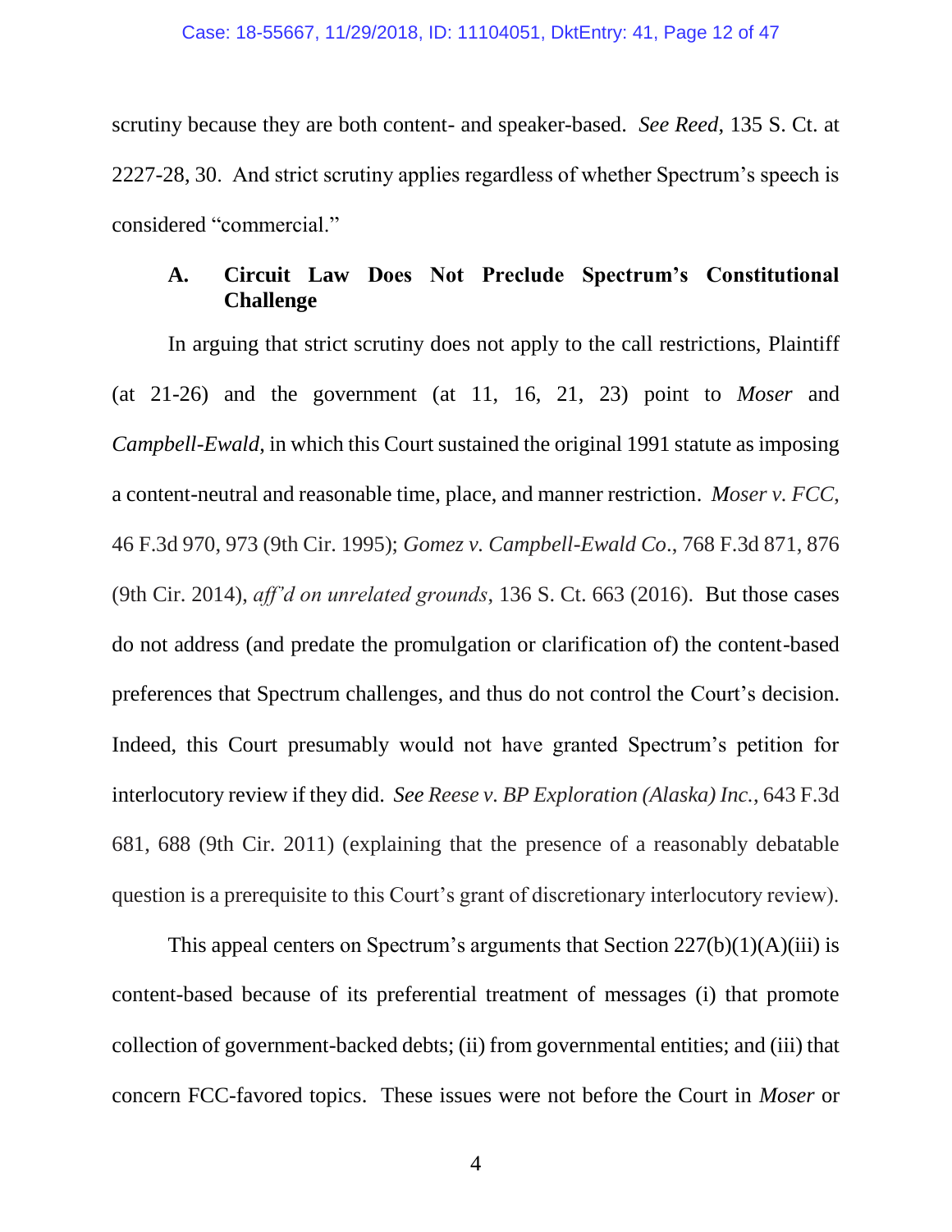scrutiny because they are both content- and speaker-based. *See Reed*, 135 S. Ct. at 2227-28, 30. And strict scrutiny applies regardless of whether Spectrum's speech is considered "commercial."

### A. Circuit Law Does Not Preclude Spectrum's Constitutional Challenge

In arguing that strict scrutiny does not apply to the call restrictions, Plaintiff (at 21-26) and the government (at 11, 16, 21, 23) point to *Moser* and *Campbell-Ewald*, in which this Court sustained the original 1991 statute as imposing a content-neutral and reasonable time, place, and manner restriction. *Moser v. FCC*, 46 F.3d 970, 973 (9th Cir. 1995); *Gomez v. Campbell-Ewald Co.*, 768 F.3d 871, 876 (9th Cir. 2014), *aff'd on unrelated grounds*, 136 S. Ct. 663 (2016). But those cases do not address (and predate the promulgation or clarification of) the content-based preferences that Spectrum challenges, and thus do not control the Court's decision. Indeed, this Court presumably would not have granted Spectrum's petition for interlocutory review if they did. *See Reese v. BP Exploration (Alaska) Inc.*, 643 F.3d 681, 688 (9th Cir. 2011) (explaining that the presence of a reasonably debatable question is a prerequisite to this Court's grant of discretionary interlocutory review).

This appeal centers on Spectrum's arguments that Section 227(b)(1)(A)(iii) is content-based because of its preferential treatment of messages (i) that promote collection of government-backed debts; (ii) from governmental entities; and (iii) that concern FCC-favored topics. These issues were not before the Court in *Moser* or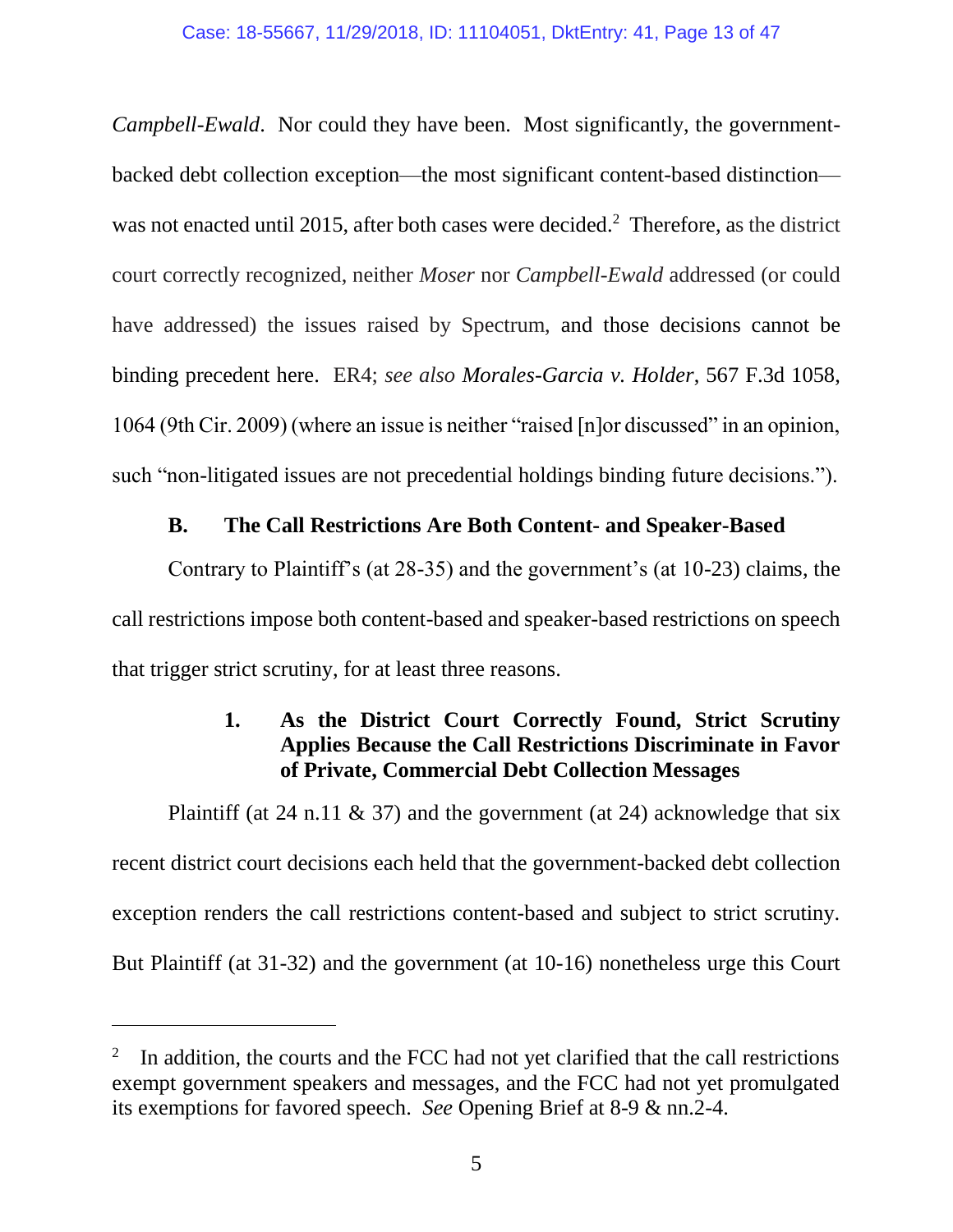*Campbell-Ewald*. Nor could they have been. Most significantly, the government-backed debt collection exception—the most significant content-based distinction—was not enacted until 2015, after both cases were decided.[2] Therefore, as the district court correctly recognized, neither *Moser* nor *Campbell-Ewald* addressed (or could have addressed) the issues raised by Spectrum, and those decisions cannot be binding precedent here. ER4; *see also Morales-Garcia v. Holder*, 567 F.3d 1058, 1064 (9th Cir. 2009) (where an issue is neither "raised [n]or discussed" in an opinion, such "non-litigated issues are not precedential holdings binding future decisions.").

### B. The Call Restrictions Are Both Content- and Speaker-Based

Contrary to Plaintiff's (at 28-35) and the government's (at 10-23) claims, the call restrictions impose both content-based and speaker-based restrictions on speech that trigger strict scrutiny, for at least three reasons.

#### 1. As the District Court Correctly Found, Strict Scrutiny Applies Because the Call Restrictions Discriminate in Favor of Private, Commercial Debt Collection Messages

Plaintiff (at 24 n.11 & 37) and the government (at 24) acknowledge that six recent district court decisions each held that the government-backed debt collection exception renders the call restrictions content-based and subject to strict scrutiny. But Plaintiff (at 31-32) and the government (at 10-16) nonetheless urge this Court

---

[2] In addition, the courts and the FCC had not yet clarified that the call restrictions exempt government speakers and messages, and the FCC had not yet promulgated its exemptions for favored speech. *See* Opening Brief at 8-9 & nn.2-4.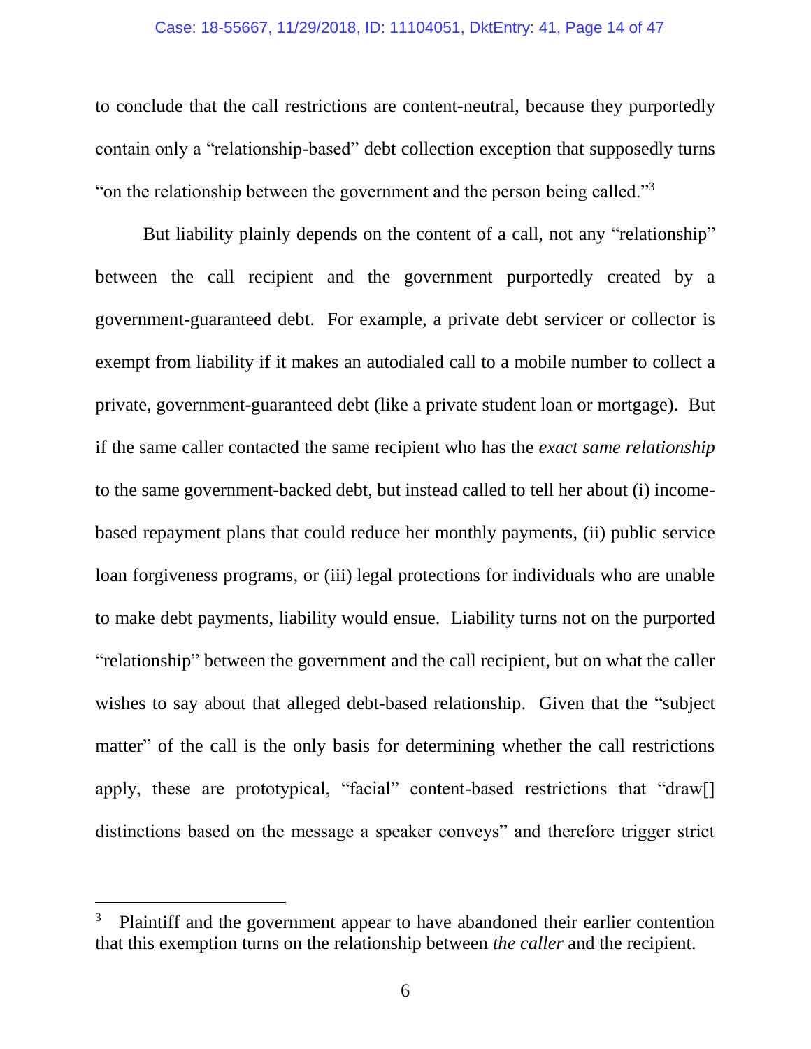to conclude that the call restrictions are content-neutral, because they purportedly contain only a "relationship-based" debt collection exception that supposedly turns "on the relationship between the government and the person being called."[3]

But liability plainly depends on the content of a call, not any "relationship" between the call recipient and the government purportedly created by a government-guaranteed debt. For example, a private debt servicer or collector is exempt from liability if it makes an autodialed call to a mobile number to collect a private, government-guaranteed debt (like a private student loan or mortgage). But if the same caller contacted the same recipient who has the *exact same relationship* to the same government-backed debt, but instead called to tell her about (i) income-based repayment plans that could reduce her monthly payments, (ii) public service loan forgiveness programs, or (iii) legal protections for individuals who are unable to make debt payments, liability would ensue. Liability turns not on the purported "relationship" between the government and the call recipient, but on what the caller wishes to say about that alleged debt-based relationship. Given that the "subject matter" of the call is the only basis for determining whether the call restrictions apply, these are prototypical, "facial" content-based restrictions that "draw[] distinctions based on the message a speaker conveys" and therefore trigger strict

---

[3] Plaintiff and the government appear to have abandoned their earlier contention that this exemption turns on the relationship between *the caller* and the recipient.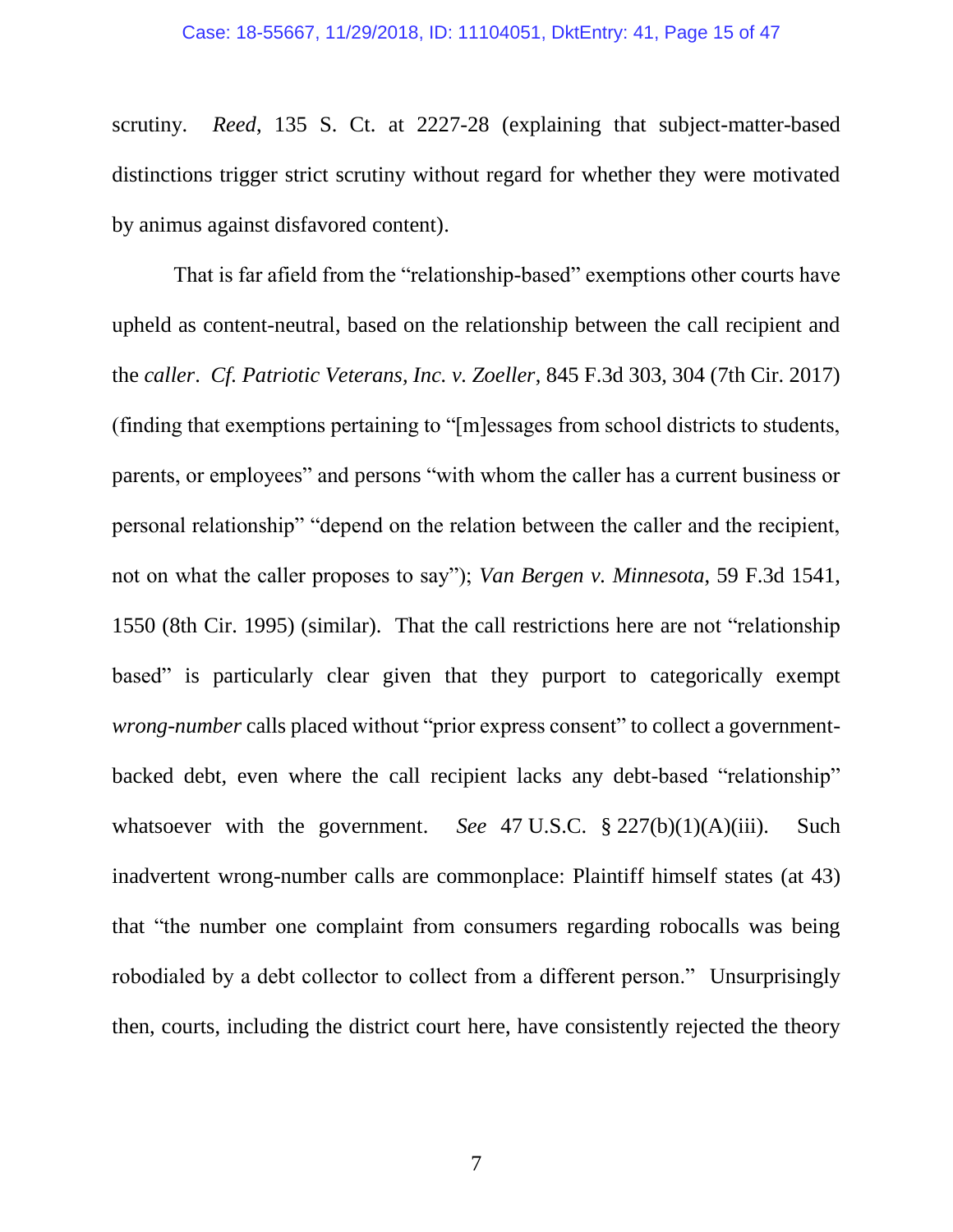scrutiny. *Reed*, 135 S. Ct. at 2227-28 (explaining that subject-matter-based distinctions trigger strict scrutiny without regard for whether they were motivated by animus against disfavored content).

That is far afield from the "relationship-based" exemptions other courts have upheld as content-neutral, based on the relationship between the call recipient and the *caller*. *Cf. Patriotic Veterans, Inc. v. Zoeller*, 845 F.3d 303, 304 (7th Cir. 2017) (finding that exemptions pertaining to "[m]essages from school districts to students, parents, or employees" and persons "with whom the caller has a current business or personal relationship" "depend on the relation between the caller and the recipient, not on what the caller proposes to say"); *Van Bergen v. Minnesota*, 59 F.3d 1541, 1550 (8th Cir. 1995) (similar). That the call restrictions here are not "relationship based" is particularly clear given that they purport to categorically exempt *wrong-number* calls placed without "prior express consent" to collect a government-backed debt, even where the call recipient lacks any debt-based "relationship" whatsoever with the government. *See* 47 U.S.C. § 227(b)(1)(A)(iii). Such inadvertent wrong-number calls are commonplace: Plaintiff himself states (at 43) that "the number one complaint from consumers regarding robocalls was being robodialed by a debt collector to collect from a different person." Unsurprisingly then, courts, including the district court here, have consistently rejected the theory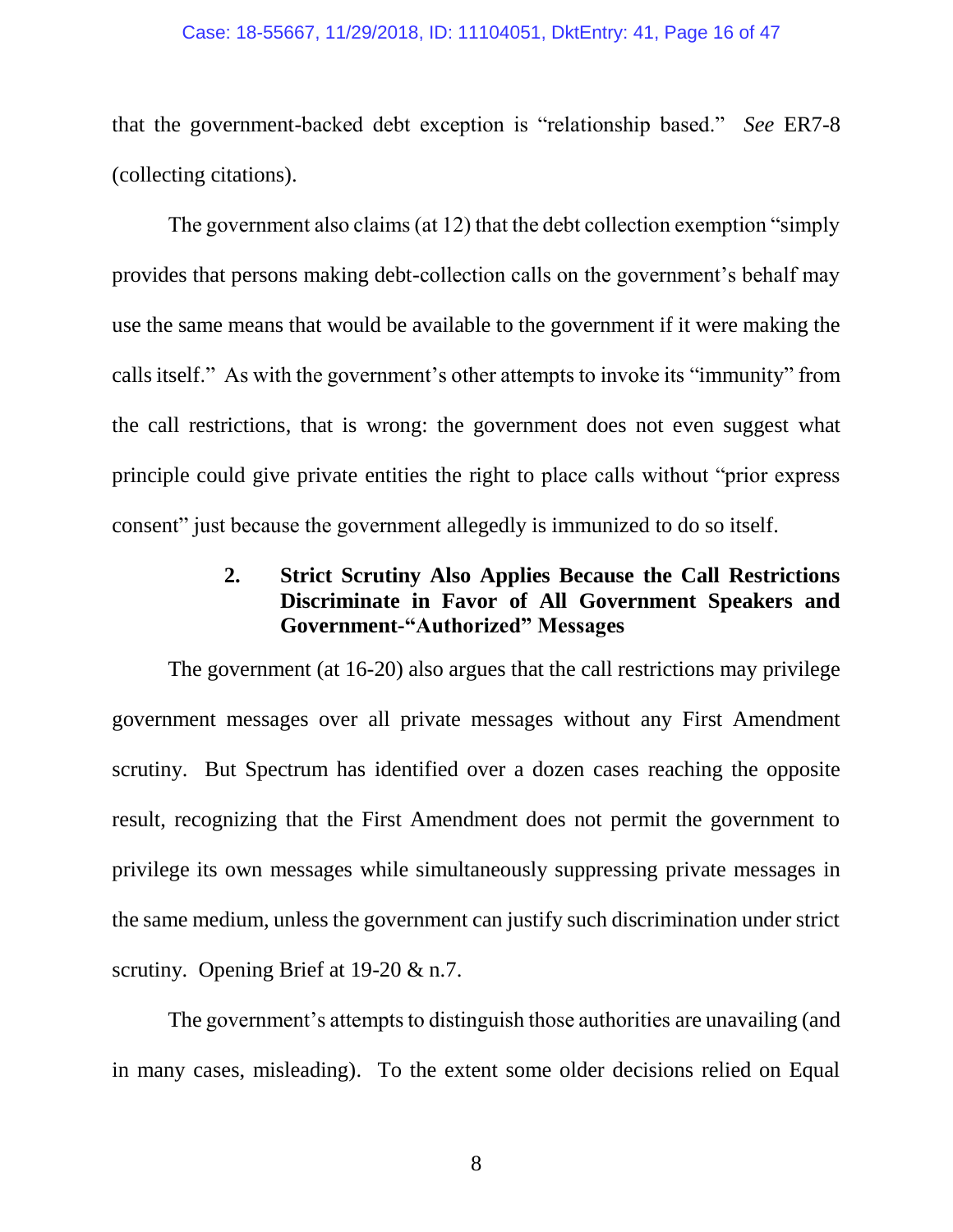that the government-backed debt exception is "relationship based." *See* ER7-8 (collecting citations).

The government also claims (at 12) that the debt collection exemption "simply provides that persons making debt-collection calls on the government's behalf may use the same means that would be available to the government if it were making the calls itself." As with the government's other attempts to invoke its "immunity" from the call restrictions, that is wrong: the government does not even suggest what principle could give private entities the right to place calls without "prior express consent" just because the government allegedly is immunized to do so itself.

#### 2. Strict Scrutiny Also Applies Because the Call Restrictions Discriminate in Favor of All Government Speakers and Government-"Authorized" Messages

The government (at 16-20) also argues that the call restrictions may privilege government messages over all private messages without any First Amendment scrutiny. But Spectrum has identified over a dozen cases reaching the opposite result, recognizing that the First Amendment does not permit the government to privilege its own messages while simultaneously suppressing private messages in the same medium, unless the government can justify such discrimination under strict scrutiny. Opening Brief at 19-20 & n.7.

The government's attempts to distinguish those authorities are unavailing (and in many cases, misleading). To the extent some older decisions relied on Equal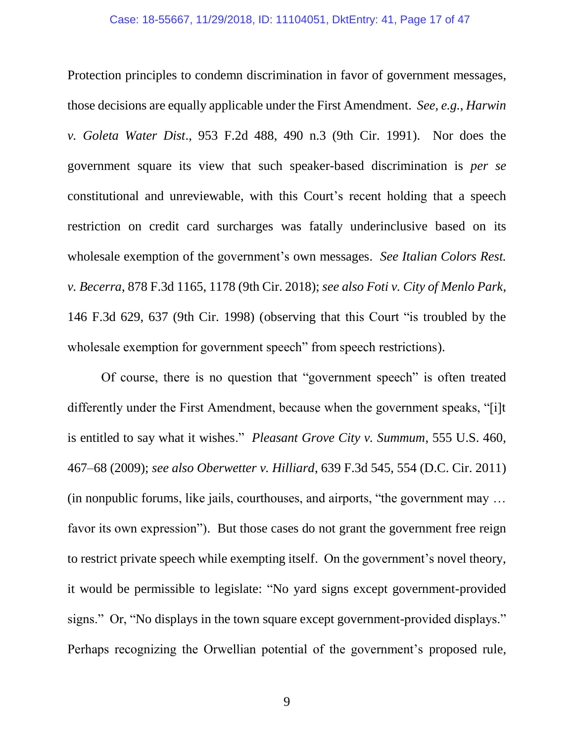Protection principles to condemn discrimination in favor of government messages, those decisions are equally applicable under the First Amendment. *See, e.g.*, *Harwin v. Goleta Water Dist*., 953 F.2d 488, 490 n.3 (9th Cir. 1991). Nor does the government square its view that such speaker-based discrimination is *per se* constitutional and unreviewable, with this Court's recent holding that a speech restriction on credit card surcharges was fatally underinclusive based on its wholesale exemption of the government's own messages. *See Italian Colors Rest. v. Becerra*, 878 F.3d 1165, 1178 (9th Cir. 2018); *see also Foti v. City of Menlo Park*, 146 F.3d 629, 637 (9th Cir. 1998) (observing that this Court "is troubled by the wholesale exemption for government speech" from speech restrictions).

Of course, there is no question that "government speech" is often treated differently under the First Amendment, because when the government speaks, "[i]t is entitled to say what it wishes." *Pleasant Grove City v. Summum*, 555 U.S. 460, 467–68 (2009); *see also Oberwetter v. Hilliard*, 639 F.3d 545, 554 (D.C. Cir. 2011) (in nonpublic forums, like jails, courthouses, and airports, "the government may … favor its own expression"). But those cases do not grant the government free reign to restrict private speech while exempting itself. On the government's novel theory, it would be permissible to legislate: "No yard signs except government-provided signs." Or, "No displays in the town square except government-provided displays." Perhaps recognizing the Orwellian potential of the government's proposed rule,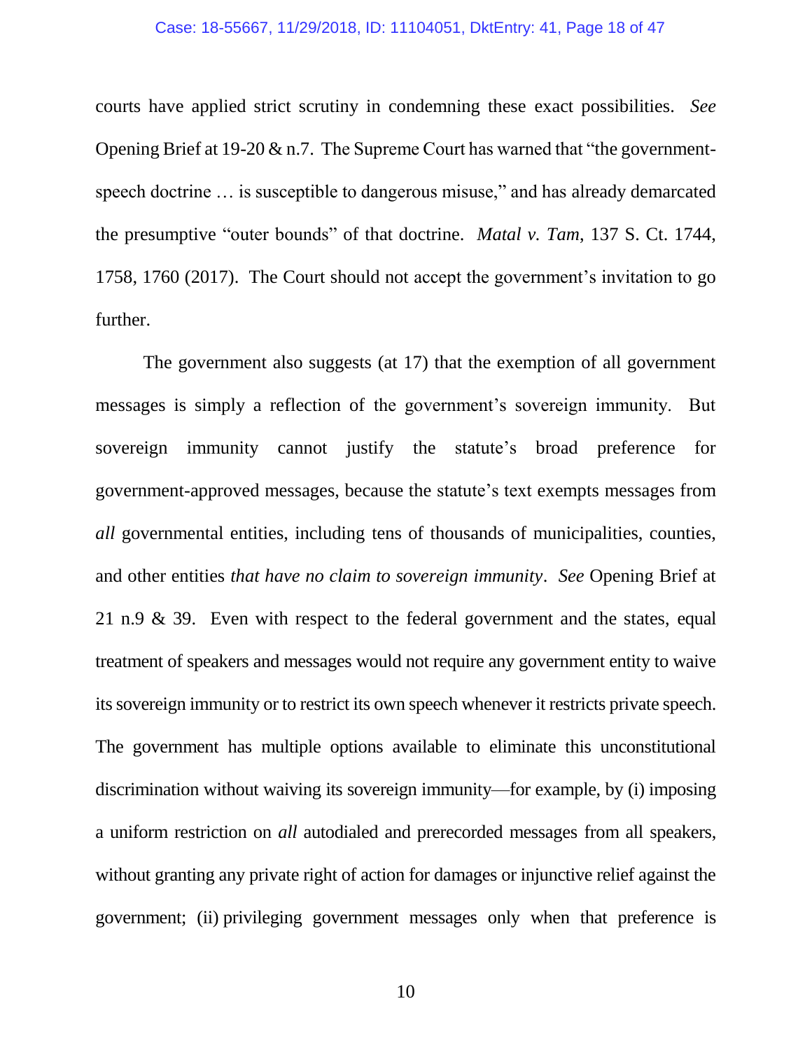courts have applied strict scrutiny in condemning these exact possibilities. *See* Opening Brief at 19-20 & n.7. The Supreme Court has warned that "the government-speech doctrine … is susceptible to dangerous misuse," and has already demarcated the presumptive "outer bounds" of that doctrine. *Matal v. Tam*, 137 S. Ct. 1744, 1758, 1760 (2017). The Court should not accept the government's invitation to go further.

The government also suggests (at 17) that the exemption of all government messages is simply a reflection of the government's sovereign immunity. But sovereign immunity cannot justify the statute's broad preference for government-approved messages, because the statute's text exempts messages from *all* governmental entities, including tens of thousands of municipalities, counties, and other entities *that have no claim to sovereign immunity*. *See* Opening Brief at 21 n.9 & 39. Even with respect to the federal government and the states, equal treatment of speakers and messages would not require any government entity to waive its sovereign immunity or to restrict its own speech whenever it restricts private speech. The government has multiple options available to eliminate this unconstitutional discrimination without waiving its sovereign immunity—for example, by (i) imposing a uniform restriction on *all* autodialed and prerecorded messages from all speakers, without granting any private right of action for damages or injunctive relief against the government; (ii) privileging government messages only when that preference is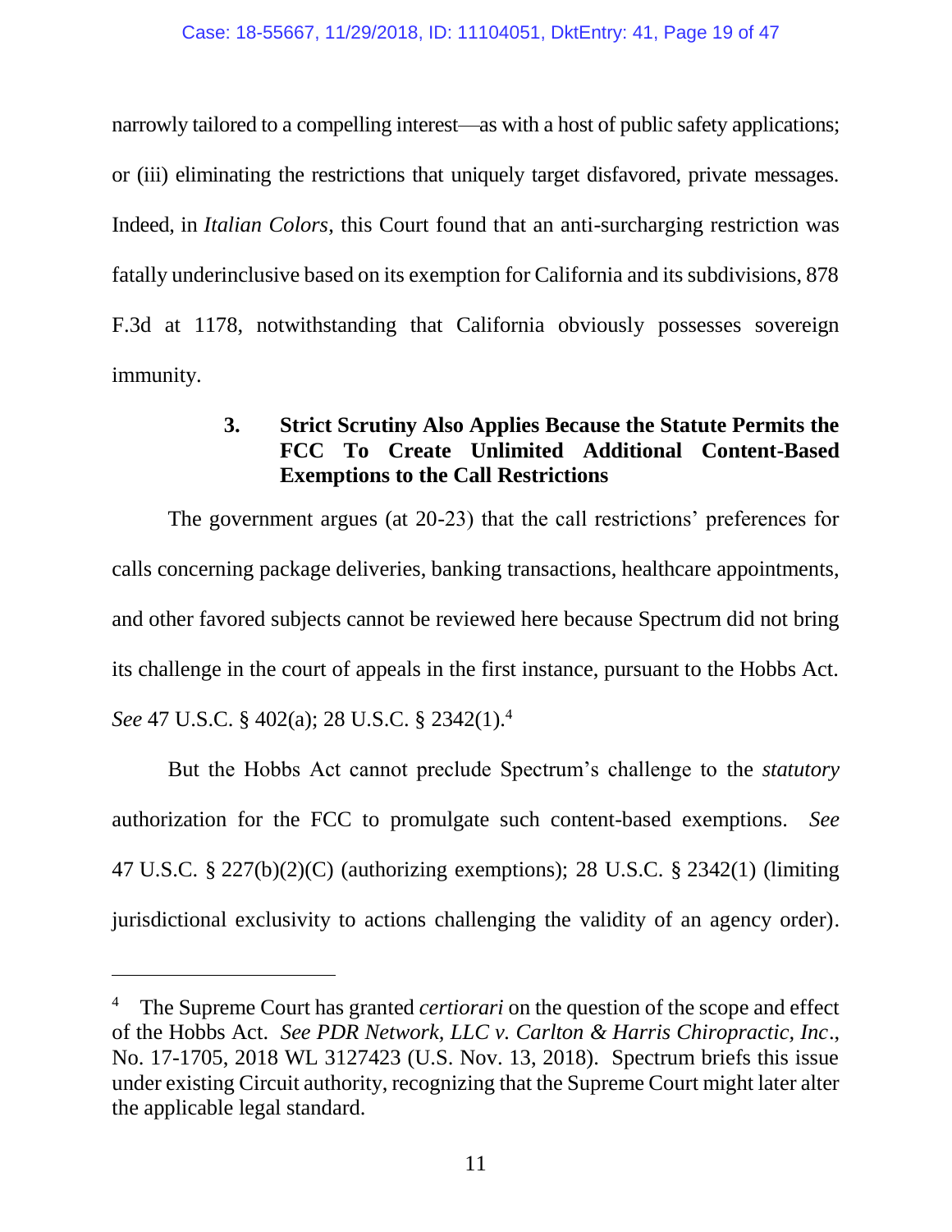narrowly tailored to a compelling interest—as with a host of public safety applications; or (iii) eliminating the restrictions that uniquely target disfavored, private messages. Indeed, in *Italian Colors*, this Court found that an anti-surcharging restriction was fatally underinclusive based on its exemption for California and its subdivisions, 878 F.3d at 1178, notwithstanding that California obviously possesses sovereign immunity.

### 3. Strict Scrutiny Also Applies Because the Statute Permits the FCC To Create Unlimited Additional Content-Based Exemptions to the Call Restrictions

The government argues (at 20-23) that the call restrictions' preferences for calls concerning package deliveries, banking transactions, healthcare appointments, and other favored subjects cannot be reviewed here because Spectrum did not bring its challenge in the court of appeals in the first instance, pursuant to the Hobbs Act. *See* 47 U.S.C. § 402(a); 28 U.S.C. § 2342(1).[4]

But the Hobbs Act cannot preclude Spectrum's challenge to the *statutory* authorization for the FCC to promulgate such content-based exemptions. *See* 47 U.S.C. § 227(b)(2)(C) (authorizing exemptions); 28 U.S.C. § 2342(1) (limiting jurisdictional exclusivity to actions challenging the validity of an agency order).

---

[4] The Supreme Court has granted *certiorari* on the question of the scope and effect of the Hobbs Act. *See PDR Network, LLC v. Carlton & Harris Chiropractic, Inc*., No. 17-1705, 2018 WL 3127423 (U.S. Nov. 13, 2018). Spectrum briefs this issue under existing Circuit authority, recognizing that the Supreme Court might later alter the applicable legal standard.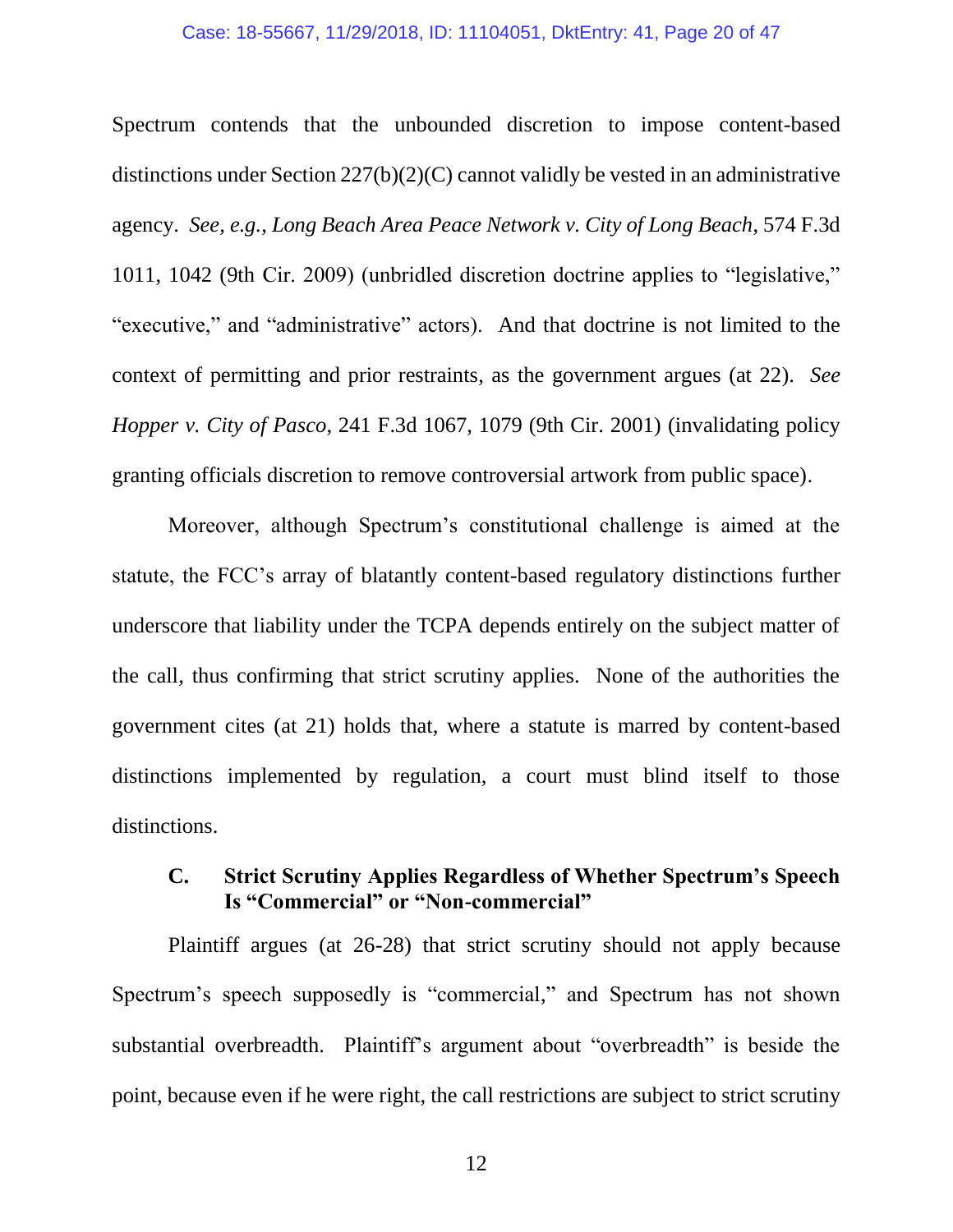Spectrum contends that the unbounded discretion to impose content-based distinctions under Section 227(b)(2)(C) cannot validly be vested in an administrative agency. *See, e.g.*, *Long Beach Area Peace Network v. City of Long Beach*, 574 F.3d 1011, 1042 (9th Cir. 2009) (unbridled discretion doctrine applies to "legislative," "executive," and "administrative" actors). And that doctrine is not limited to the context of permitting and prior restraints, as the government argues (at 22). *See Hopper v. City of Pasco*, 241 F.3d 1067, 1079 (9th Cir. 2001) (invalidating policy granting officials discretion to remove controversial artwork from public space).

Moreover, although Spectrum's constitutional challenge is aimed at the statute, the FCC's array of blatantly content-based regulatory distinctions further underscore that liability under the TCPA depends entirely on the subject matter of the call, thus confirming that strict scrutiny applies. None of the authorities the government cites (at 21) holds that, where a statute is marred by content-based distinctions implemented by regulation, a court must blind itself to those distinctions.

### C. Strict Scrutiny Applies Regardless of Whether Spectrum's Speech Is "Commercial" or "Non-commercial"

Plaintiff argues (at 26-28) that strict scrutiny should not apply because Spectrum's speech supposedly is "commercial," and Spectrum has not shown substantial overbreadth. Plaintiff's argument about "overbreadth" is beside the point, because even if he were right, the call restrictions are subject to strict scrutiny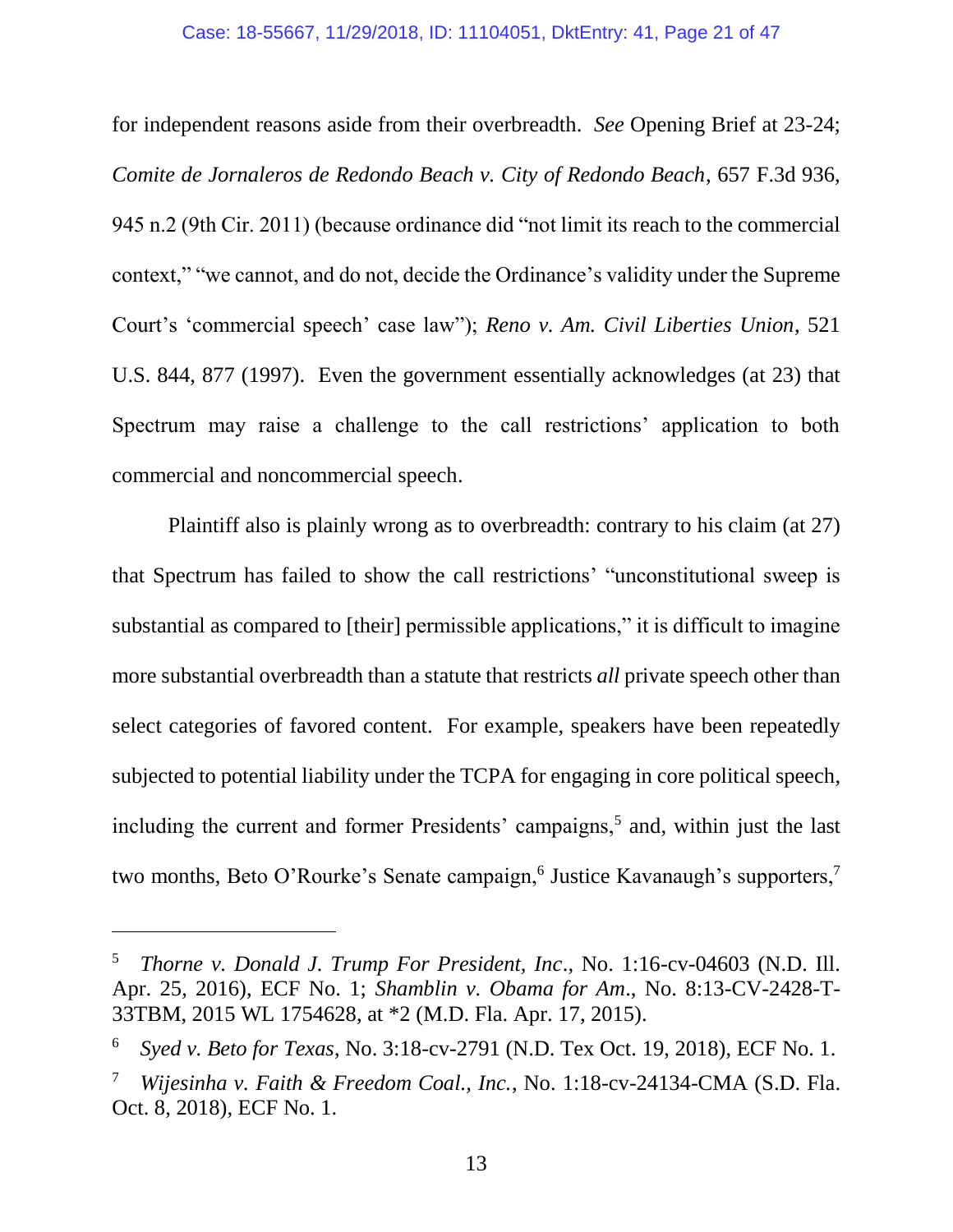for independent reasons aside from their overbreadth. *See* Opening Brief at 23-24; *Comite de Jornaleros de Redondo Beach v. City of Redondo Beach*, 657 F.3d 936, 945 n.2 (9th Cir. 2011) (because ordinance did "not limit its reach to the commercial context," "we cannot, and do not, decide the Ordinance's validity under the Supreme Court's 'commercial speech' case law"); *Reno v. Am. Civil Liberties Union*, 521 U.S. 844, 877 (1997). Even the government essentially acknowledges (at 23) that Spectrum may raise a challenge to the call restrictions' application to both commercial and noncommercial speech.

Plaintiff also is plainly wrong as to overbreadth: contrary to his claim (at 27) that Spectrum has failed to show the call restrictions' "unconstitutional sweep is substantial as compared to [their] permissible applications," it is difficult to imagine more substantial overbreadth than a statute that restricts *all* private speech other than select categories of favored content. For example, speakers have been repeatedly subjected to potential liability under the TCPA for engaging in core political speech, including the current and former Presidents' campaigns,[5] and, within just the last two months, Beto O'Rourke's Senate campaign,[6] Justice Kavanaugh's supporters,[7]

---

[5] *Thorne v. Donald J. Trump For President, Inc*., No. 1:16-cv-04603 (N.D. Ill. Apr. 25, 2016), ECF No. 1; *Shamblin v. Obama for Am*., No. 8:13-CV-2428-T-33TBM, 2015 WL 1754628, at *2 (M.D. Fla. Apr. 17, 2015).

[6] *Syed v. Beto for Texas*, No. 3:18-cv-2791 (N.D. Tex Oct. 19, 2018), ECF No. 1.

[7] *Wijesinha v. Faith & Freedom Coal., Inc.*, No. 1:18-cv-24134-CMA (S.D. Fla. Oct. 8, 2018), ECF No. 1.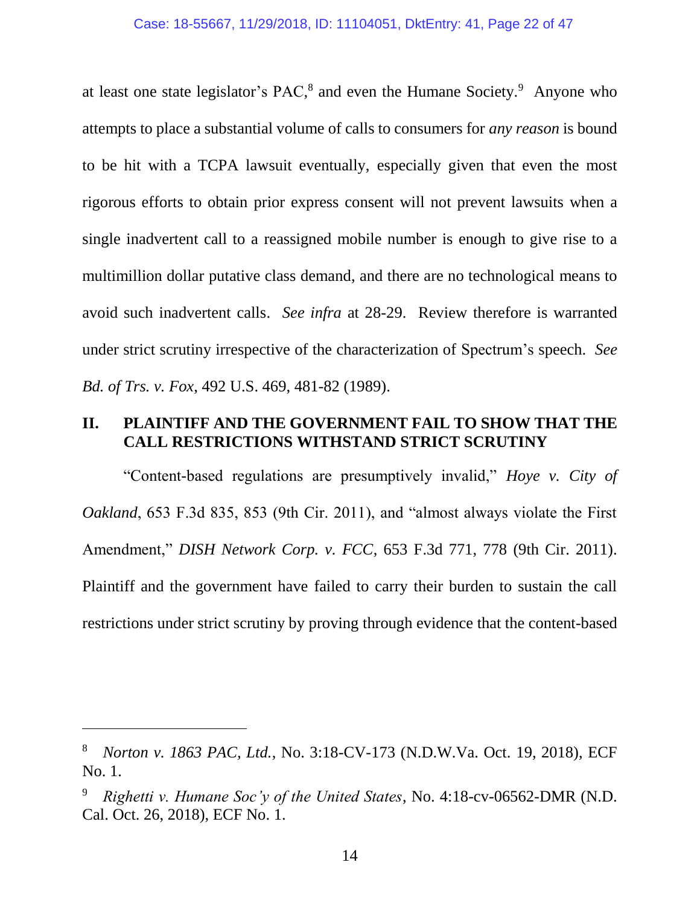at least one state legislator's PAC,[8] and even the Humane Society.[9] Anyone who attempts to place a substantial volume of calls to consumers for *any reason* is bound to be hit with a TCPA lawsuit eventually, especially given that even the most rigorous efforts to obtain prior express consent will not prevent lawsuits when a single inadvertent call to a reassigned mobile number is enough to give rise to a multimillion dollar putative class demand, and there are no technological means to avoid such inadvertent calls. *See infra* at 28-29. Review therefore is warranted under strict scrutiny irrespective of the characterization of Spectrum's speech. *See Bd. of Trs. v. Fox*, 492 U.S. 469, 481-82 (1989).

## II. PLAINTIFF AND THE GOVERNMENT FAIL TO SHOW THAT THE CALL RESTRICTIONS WITHSTAND STRICT SCRUTINY

"Content-based regulations are presumptively invalid," *Hoye v. City of Oakland*, 653 F.3d 835, 853 (9th Cir. 2011), and "almost always violate the First Amendment," *DISH Network Corp. v. FCC*, 653 F.3d 771, 778 (9th Cir. 2011). Plaintiff and the government have failed to carry their burden to sustain the call restrictions under strict scrutiny by proving through evidence that the content-based

---

[8] *Norton v. 1863 PAC, Ltd.*, No. 3:18-CV-173 (N.D.W.Va. Oct. 19, 2018), ECF No. 1.

[9] *Righetti v. Humane Soc'y of the United States*, No. 4:18-cv-06562-DMR (N.D. Cal. Oct. 26, 2018), ECF No. 1.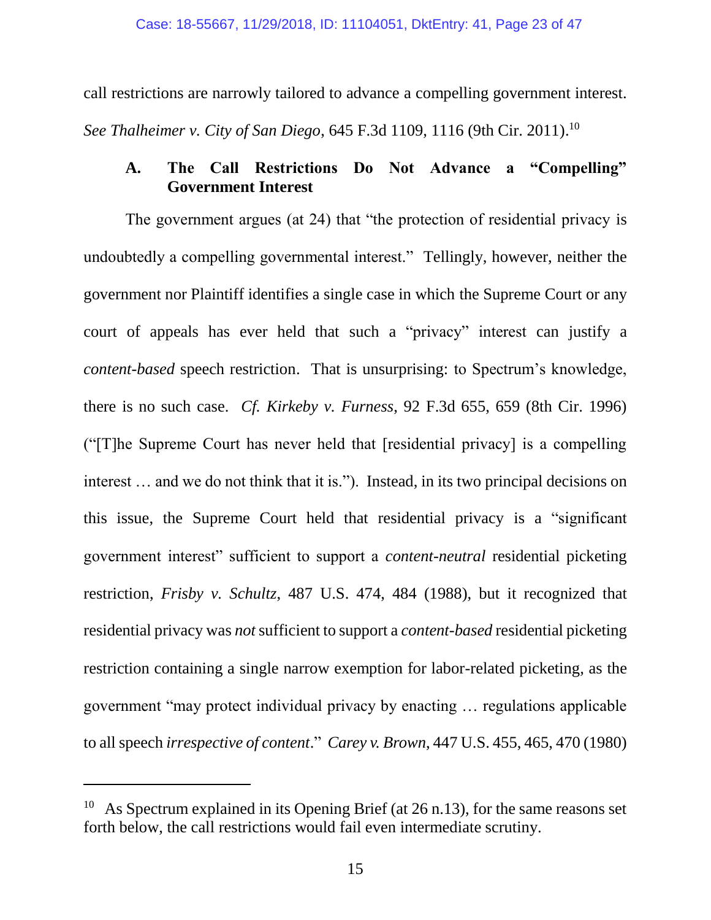call restrictions are narrowly tailored to advance a compelling government interest. *See Thalheimer v. City of San Diego*, 645 F.3d 1109, 1116 (9th Cir. 2011).[10]

### A. The Call Restrictions Do Not Advance a "Compelling" Government Interest

The government argues (at 24) that "the protection of residential privacy is undoubtedly a compelling governmental interest." Tellingly, however, neither the government nor Plaintiff identifies a single case in which the Supreme Court or any court of appeals has ever held that such a "privacy" interest can justify a *content-based* speech restriction. That is unsurprising: to Spectrum's knowledge, there is no such case. *Cf. Kirkeby v. Furness*, 92 F.3d 655, 659 (8th Cir. 1996) ("[T]he Supreme Court has never held that [residential privacy] is a compelling interest … and we do not think that it is."). Instead, in its two principal decisions on this issue, the Supreme Court held that residential privacy is a "significant government interest" sufficient to support a *content-neutral* residential picketing restriction, *Frisby v. Schultz*, 487 U.S. 474, 484 (1988), but it recognized that residential privacy was *not* sufficient to support a *content-based* residential picketing restriction containing a single narrow exemption for labor-related picketing, as the government "may protect individual privacy by enacting … regulations applicable to all speech *irrespective of content*." *Carey v. Brown*, 447 U.S. 455, 465, 470 (1980)

---

[10] As Spectrum explained in its Opening Brief (at 26 n.13), for the same reasons set forth below, the call restrictions would fail even intermediate scrutiny.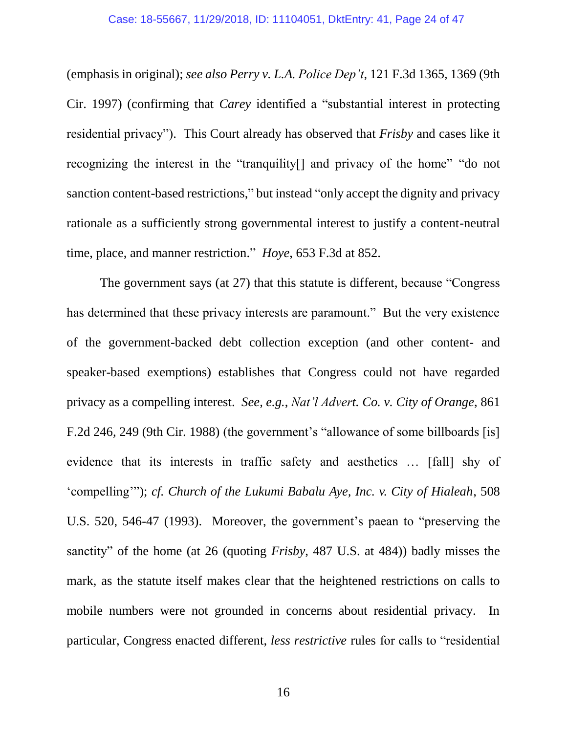(emphasis in original); *see also Perry v. L.A. Police Dep't*, 121 F.3d 1365, 1369 (9th Cir. 1997) (confirming that *Carey* identified a "substantial interest in protecting residential privacy"). This Court already has observed that *Frisby* and cases like it recognizing the interest in the "tranquility[] and privacy of the home" "do not sanction content-based restrictions," but instead "only accept the dignity and privacy rationale as a sufficiently strong governmental interest to justify a content-neutral time, place, and manner restriction." *Hoye*, 653 F.3d at 852.

The government says (at 27) that this statute is different, because "Congress has determined that these privacy interests are paramount." But the very existence of the government-backed debt collection exception (and other content- and speaker-based exemptions) establishes that Congress could not have regarded privacy as a compelling interest. *See, e.g.*, *Nat'l Advert. Co. v. City of Orange*, 861 F.2d 246, 249 (9th Cir. 1988) (the government's "allowance of some billboards [is] evidence that its interests in traffic safety and aesthetics … [fall] shy of 'compelling'"); *cf. Church of the Lukumi Babalu Aye, Inc. v. City of Hialeah*, 508 U.S. 520, 546-47 (1993). Moreover, the government's paean to "preserving the sanctity" of the home (at 26 (quoting *Frisby*, 487 U.S. at 484)) badly misses the mark, as the statute itself makes clear that the heightened restrictions on calls to mobile numbers were not grounded in concerns about residential privacy. In particular, Congress enacted different, *less restrictive* rules for calls to "residential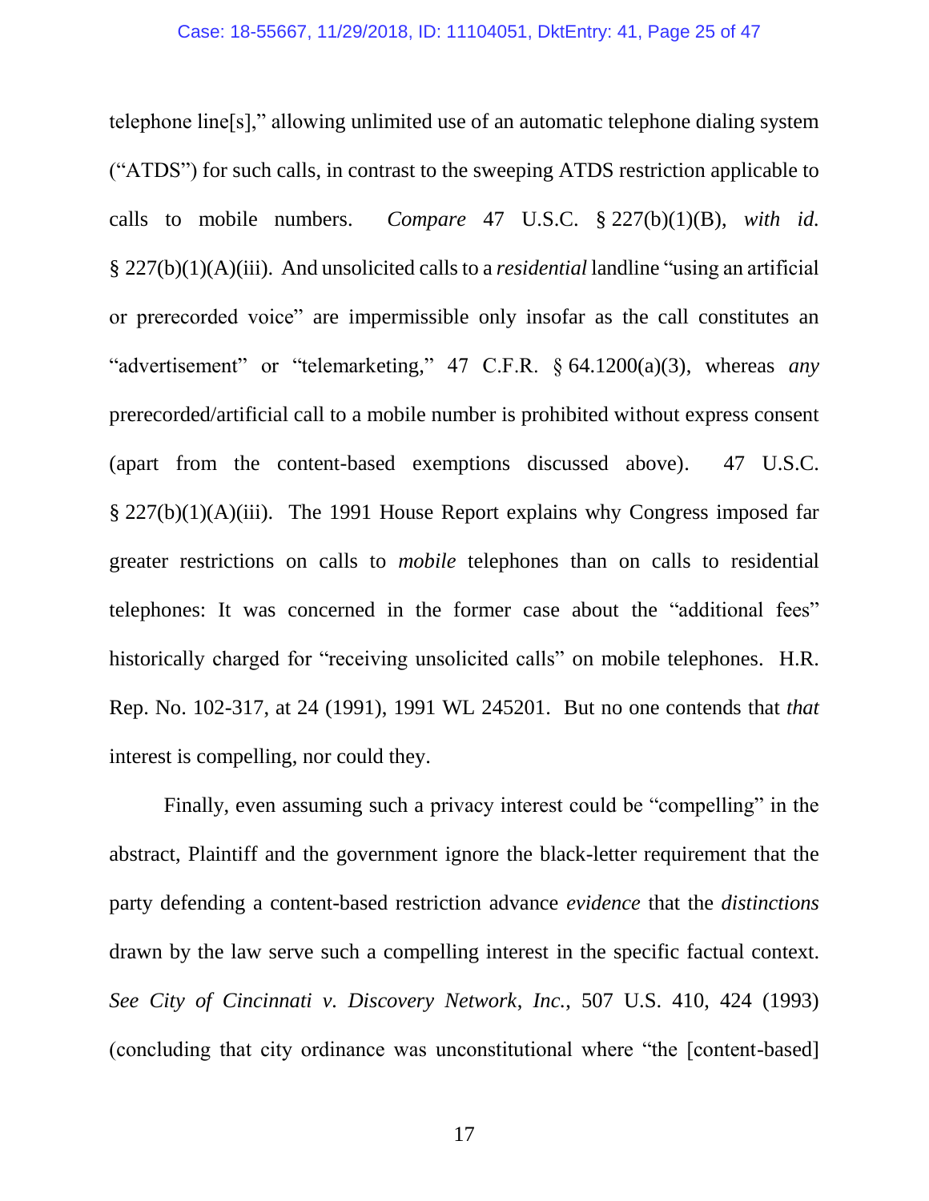telephone line[s]," allowing unlimited use of an automatic telephone dialing system ("ATDS") for such calls, in contrast to the sweeping ATDS restriction applicable to calls to mobile numbers. *Compare* 47 U.S.C. § 227(b)(1)(B), *with id.* § 227(b)(1)(A)(iii). And unsolicited calls to a *residential* landline "using an artificial or prerecorded voice" are impermissible only insofar as the call constitutes an "advertisement" or "telemarketing," 47 C.F.R. § 64.1200(a)(3), whereas *any* prerecorded/artificial call to a mobile number is prohibited without express consent (apart from the content-based exemptions discussed above). 47 U.S.C. § 227(b)(1)(A)(iii). The 1991 House Report explains why Congress imposed far greater restrictions on calls to *mobile* telephones than on calls to residential telephones: It was concerned in the former case about the "additional fees" historically charged for "receiving unsolicited calls" on mobile telephones. H.R. Rep. No. 102-317, at 24 (1991), 1991 WL 245201. But no one contends that *that* interest is compelling, nor could they.

Finally, even assuming such a privacy interest could be "compelling" in the abstract, Plaintiff and the government ignore the black-letter requirement that the party defending a content-based restriction advance *evidence* that the *distinctions* drawn by the law serve such a compelling interest in the specific factual context. *See City of Cincinnati v. Discovery Network, Inc.*, 507 U.S. 410, 424 (1993) (concluding that city ordinance was unconstitutional where "the [content-based]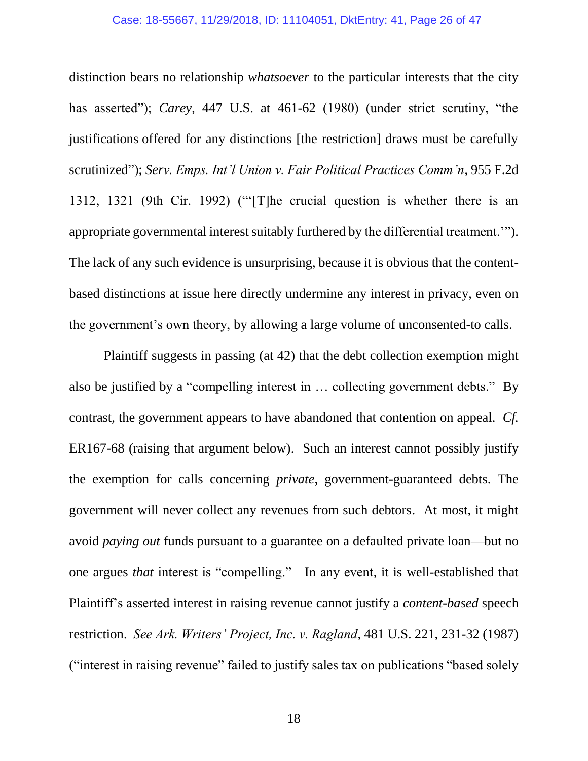distinction bears no relationship *whatsoever* to the particular interests that the city has asserted"); *Carey*, 447 U.S. at 461-62 (1980) (under strict scrutiny, "the justifications offered for any distinctions [the restriction] draws must be carefully scrutinized"); *Serv. Emps. Int'l Union v. Fair Political Practices Comm'n*, 955 F.2d 1312, 1321 (9th Cir. 1992) ("'[T]he crucial question is whether there is an appropriate governmental interest suitably furthered by the differential treatment.'"). The lack of any such evidence is unsurprising, because it is obvious that the content-based distinctions at issue here directly undermine any interest in privacy, even on the government's own theory, by allowing a large volume of unconsented-to calls.

Plaintiff suggests in passing (at 42) that the debt collection exemption might also be justified by a "compelling interest in … collecting government debts." By contrast, the government appears to have abandoned that contention on appeal. *Cf.* ER167-68 (raising that argument below). Such an interest cannot possibly justify the exemption for calls concerning *private*, government-guaranteed debts. The government will never collect any revenues from such debtors. At most, it might avoid *paying out* funds pursuant to a guarantee on a defaulted private loan—but no one argues *that* interest is "compelling." In any event, it is well-established that Plaintiff's asserted interest in raising revenue cannot justify a *content-based* speech restriction. *See Ark. Writers' Project, Inc. v. Ragland*, 481 U.S. 221, 231-32 (1987) ("interest in raising revenue" failed to justify sales tax on publications "based solely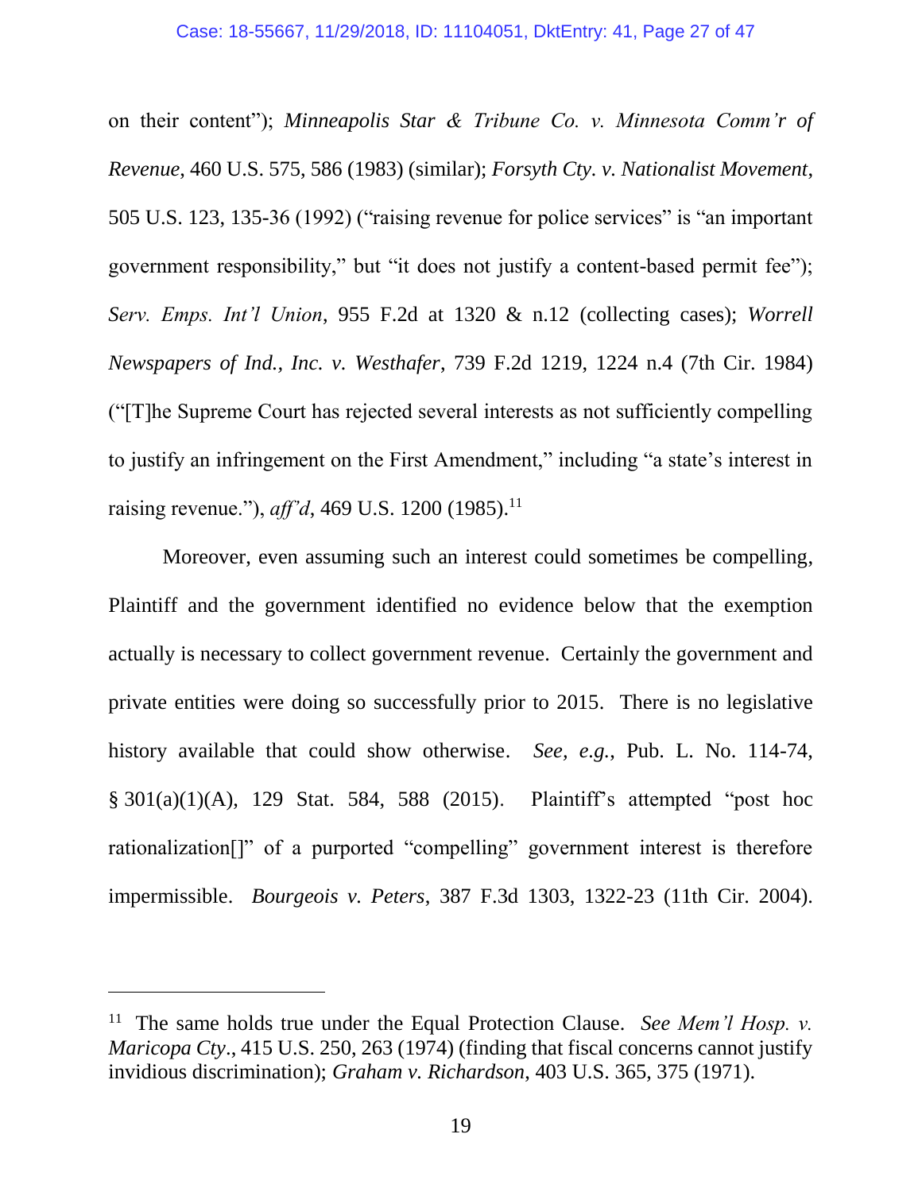on their content"); *Minneapolis Star & Tribune Co. v. Minnesota Comm'r of Revenue*, 460 U.S. 575, 586 (1983) (similar); *Forsyth Cty. v. Nationalist Movement*, 505 U.S. 123, 135-36 (1992) ("raising revenue for police services" is "an important government responsibility," but "it does not justify a content-based permit fee"); *Serv. Emps. Int'l Union*, 955 F.2d at 1320 & n.12 (collecting cases); *Worrell Newspapers of Ind., Inc. v. Westhafer*, 739 F.2d 1219, 1224 n.4 (7th Cir. 1984) ("[T]he Supreme Court has rejected several interests as not sufficiently compelling to justify an infringement on the First Amendment," including "a state's interest in raising revenue."), *aff'd*, 469 U.S. 1200 (1985).[11]

Moreover, even assuming such an interest could sometimes be compelling, Plaintiff and the government identified no evidence below that the exemption actually is necessary to collect government revenue. Certainly the government and private entities were doing so successfully prior to 2015. There is no legislative history available that could show otherwise. *See, e.g.*, Pub. L. No. 114-74, § 301(a)(1)(A), 129 Stat. 584, 588 (2015). Plaintiff's attempted "post hoc rationalization[]" of a purported "compelling" government interest is therefore impermissible. *Bourgeois v. Peters*, 387 F.3d 1303, 1322-23 (11th Cir. 2004).

---

[11] The same holds true under the Equal Protection Clause. *See Mem'l Hosp. v. Maricopa Cty.*, 415 U.S. 250, 263 (1974) (finding that fiscal concerns cannot justify invidious discrimination); *Graham v. Richardson*, 403 U.S. 365, 375 (1971).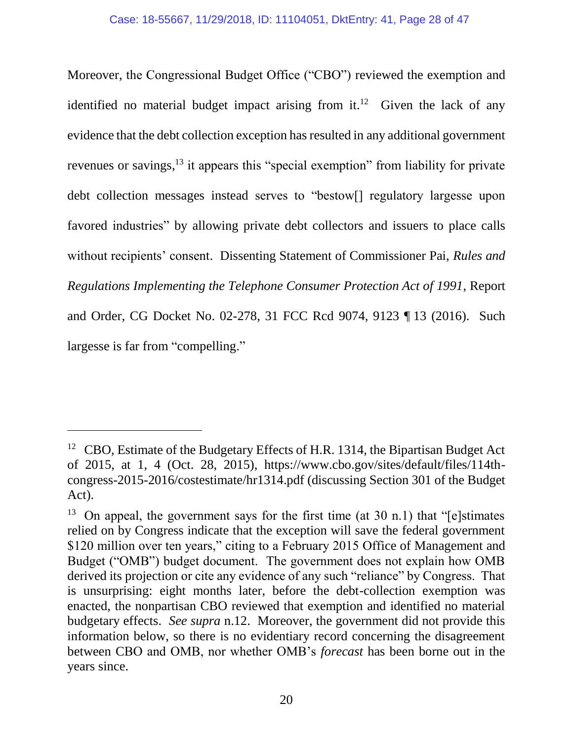Moreover, the Congressional Budget Office ("CBO") reviewed the exemption and identified no material budget impact arising from it.[12] Given the lack of any evidence that the debt collection exception has resulted in any additional government revenues or savings,[13] it appears this "special exemption" from liability for private debt collection messages instead serves to "bestow[] regulatory largesse upon favored industries" by allowing private debt collectors and issuers to place calls without recipients' consent. Dissenting Statement of Commissioner Pai, *Rules and Regulations Implementing the Telephone Consumer Protection Act of 1991*, Report and Order, CG Docket No. 02-278, 31 FCC Rcd 9074, 9123 ¶ 13 (2016). Such largesse is far from "compelling."

---

[12] CBO, Estimate of the Budgetary Effects of H.R. 1314, the Bipartisan Budget Act of 2015, at 1, 4 (Oct. 28, 2015), https://www.cbo.gov/sites/default/files/114th-congress-2015-2016/costestimate/hr1314.pdf (discussing Section 301 of the Budget Act).

[13] On appeal, the government says for the first time (at 30 n.1) that "[e]stimates relied on by Congress indicate that the exception will save the federal government $120 million over ten years," citing to a February 2015 Office of Management and Budget ("OMB") budget document. The government does not explain how OMB derived its projection or cite any evidence of any such "reliance" by Congress. That is unsurprising: eight months later, before the debt-collection exemption was enacted, the nonpartisan CBO reviewed that exemption and identified no material budgetary effects. *See supra* n.12. Moreover, the government did not provide this information below, so there is no evidentiary record concerning the disagreement between CBO and OMB, nor whether OMB's *forecast* has been borne out in the years since.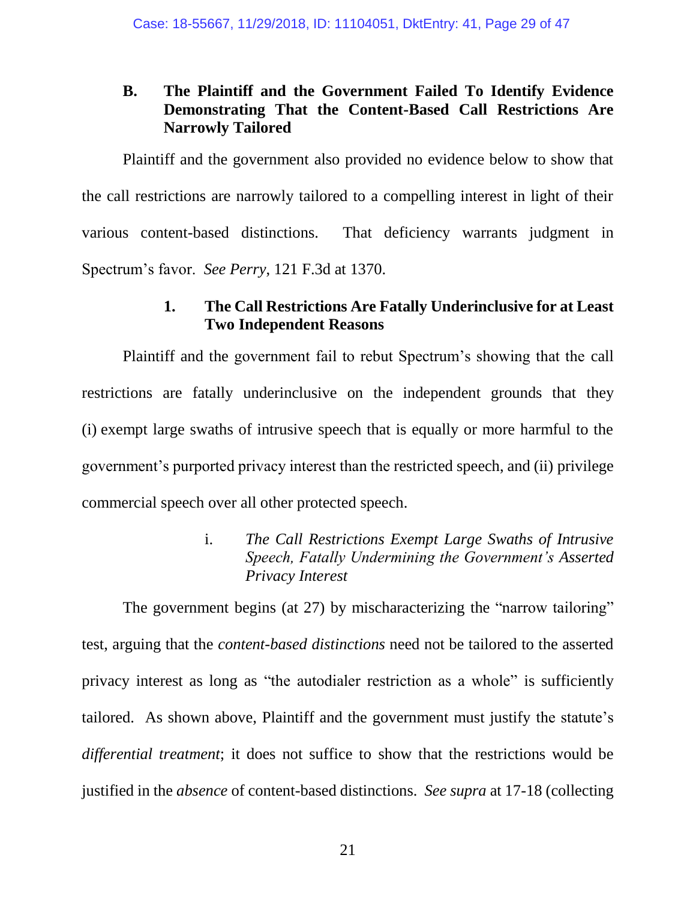### B. The Plaintiff and the Government Failed To Identify Evidence Demonstrating That the Content-Based Call Restrictions Are Narrowly Tailored

Plaintiff and the government also provided no evidence below to show that the call restrictions are narrowly tailored to a compelling interest in light of their various content-based distinctions. That deficiency warrants judgment in Spectrum's favor. *See Perry*, 121 F.3d at 1370.

#### 1. The Call Restrictions Are Fatally Underinclusive for at Least Two Independent Reasons

Plaintiff and the government fail to rebut Spectrum's showing that the call restrictions are fatally underinclusive on the independent grounds that they (i) exempt large swaths of intrusive speech that is equally or more harmful to the government's purported privacy interest than the restricted speech, and (ii) privilege commercial speech over all other protected speech.

##### i. *The Call Restrictions Exempt Large Swaths of Intrusive Speech, Fatally Undermining the Government's Asserted Privacy Interest*

The government begins (at 27) by mischaracterizing the "narrow tailoring" test, arguing that the *content-based distinctions* need not be tailored to the asserted privacy interest as long as "the autodialer restriction as a whole" is sufficiently tailored. As shown above, Plaintiff and the government must justify the statute's *differential treatment*; it does not suffice to show that the restrictions would be justified in the *absence* of content-based distinctions. *See supra* at 17-18 (collecting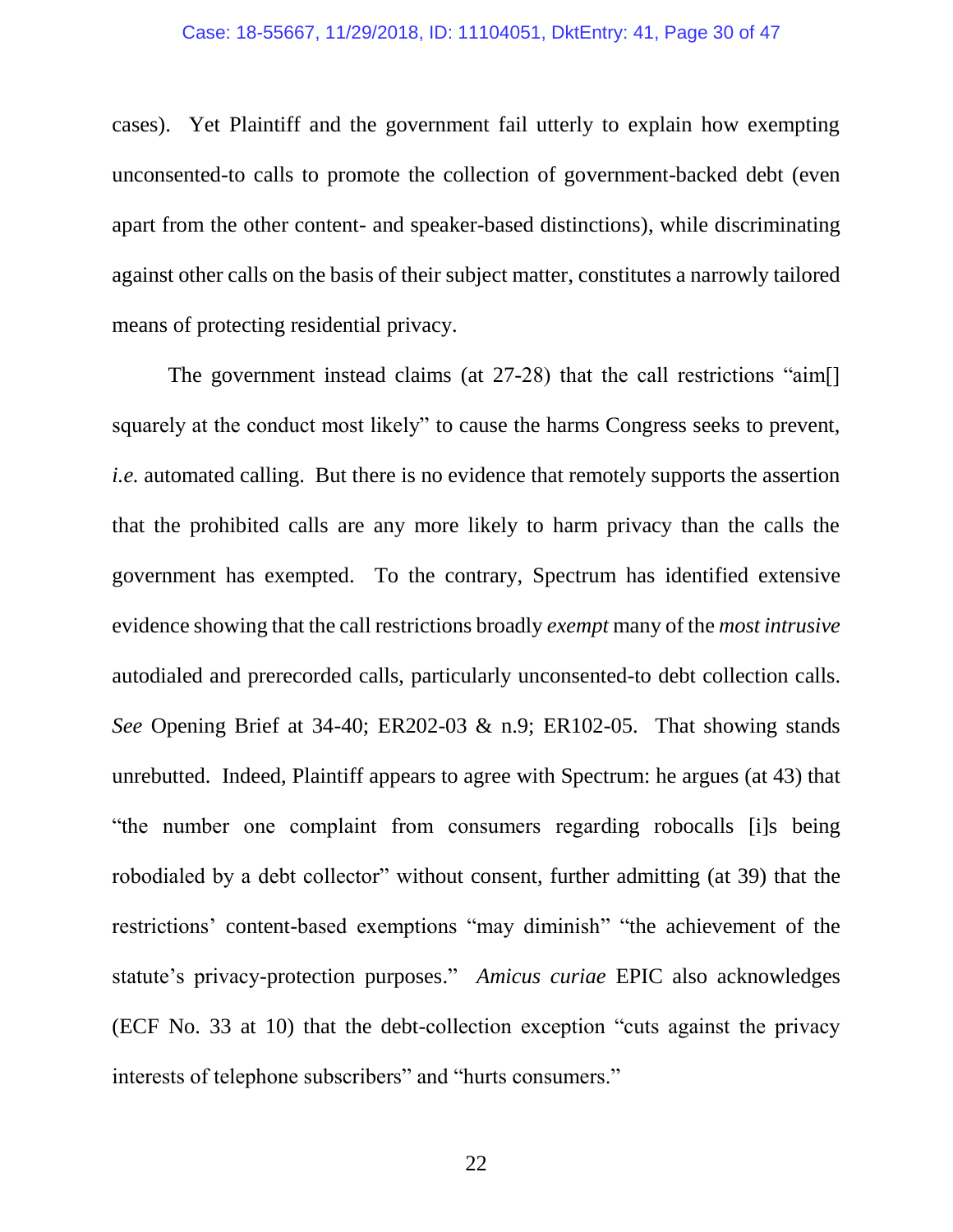cases). Yet Plaintiff and the government fail utterly to explain how exempting unconsented-to calls to promote the collection of government-backed debt (even apart from the other content- and speaker-based distinctions), while discriminating against other calls on the basis of their subject matter, constitutes a narrowly tailored means of protecting residential privacy.

The government instead claims (at 27-28) that the call restrictions "aim[] squarely at the conduct most likely" to cause the harms Congress seeks to prevent, *i.e.* automated calling. But there is no evidence that remotely supports the assertion that the prohibited calls are any more likely to harm privacy than the calls the government has exempted. To the contrary, Spectrum has identified extensive evidence showing that the call restrictions broadly *exempt* many of the *most intrusive* autodialed and prerecorded calls, particularly unconsented-to debt collection calls. *See* Opening Brief at 34-40; ER202-03 & n.9; ER102-05. That showing stands unrebutted. Indeed, Plaintiff appears to agree with Spectrum: he argues (at 43) that "the number one complaint from consumers regarding robocalls [i]s being robodialed by a debt collector" without consent, further admitting (at 39) that the restrictions' content-based exemptions "may diminish" "the achievement of the statute's privacy-protection purposes." *Amicus curiae* EPIC also acknowledges (ECF No. 33 at 10) that the debt-collection exception "cuts against the privacy interests of telephone subscribers" and "hurts consumers."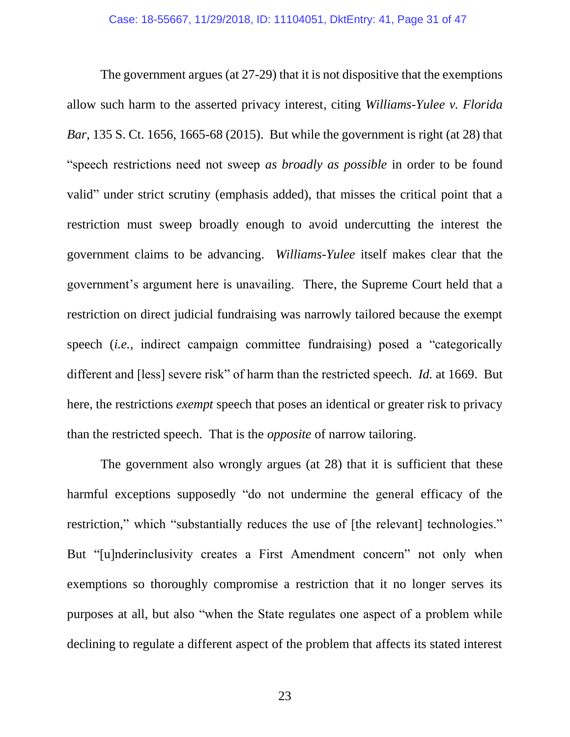The government argues (at 27-29) that it is not dispositive that the exemptions allow such harm to the asserted privacy interest, citing *Williams-Yulee v. Florida Bar*, 135 S. Ct. 1656, 1665-68 (2015). But while the government is right (at 28) that "speech restrictions need not sweep *as broadly as possible* in order to be found valid" under strict scrutiny (emphasis added), that misses the critical point that a restriction must sweep broadly enough to avoid undercutting the interest the government claims to be advancing. *Williams-Yulee* itself makes clear that the government's argument here is unavailing. There, the Supreme Court held that a restriction on direct judicial fundraising was narrowly tailored because the exempt speech (*i.e.*, indirect campaign committee fundraising) posed a "categorically different and [less] severe risk" of harm than the restricted speech. *Id.* at 1669. But here, the restrictions *exempt* speech that poses an identical or greater risk to privacy than the restricted speech. That is the *opposite* of narrow tailoring.

The government also wrongly argues (at 28) that it is sufficient that these harmful exceptions supposedly "do not undermine the general efficacy of the restriction," which "substantially reduces the use of [the relevant] technologies." But "[u]nderinclusivity creates a First Amendment concern" not only when exemptions so thoroughly compromise a restriction that it no longer serves its purposes at all, but also "when the State regulates one aspect of a problem while declining to regulate a different aspect of the problem that affects its stated interest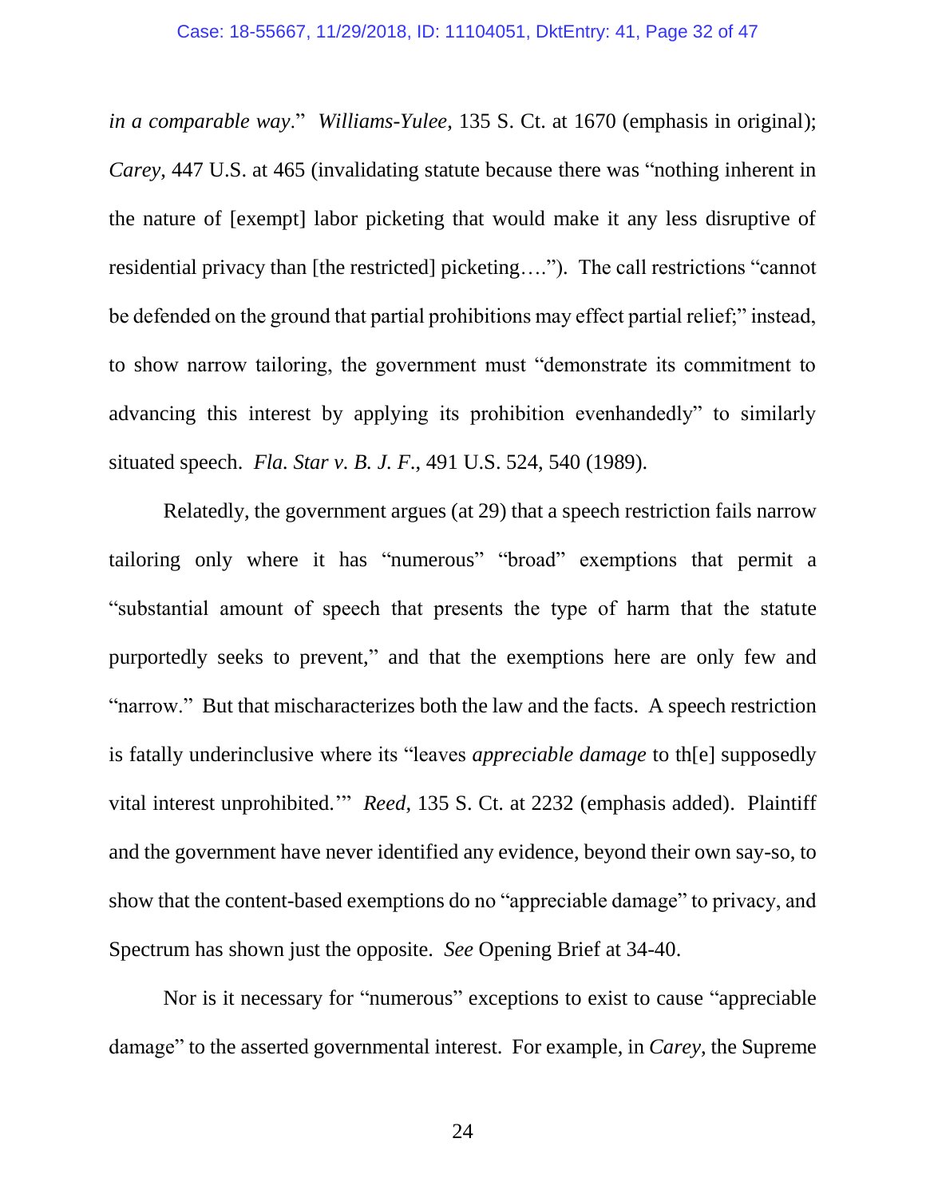*in a comparable way*." *Williams-Yulee*, 135 S. Ct. at 1670 (emphasis in original); *Carey*, 447 U.S. at 465 (invalidating statute because there was "nothing inherent in the nature of [exempt] labor picketing that would make it any less disruptive of residential privacy than [the restricted] picketing…."). The call restrictions "cannot be defended on the ground that partial prohibitions may effect partial relief;" instead, to show narrow tailoring, the government must "demonstrate its commitment to advancing this interest by applying its prohibition evenhandedly" to similarly situated speech. *Fla. Star v. B. J. F.*, 491 U.S. 524, 540 (1989).

Relatedly, the government argues (at 29) that a speech restriction fails narrow tailoring only where it has "numerous" "broad" exemptions that permit a "substantial amount of speech that presents the type of harm that the statute purportedly seeks to prevent," and that the exemptions here are only few and "narrow." But that mischaracterizes both the law and the facts. A speech restriction is fatally underinclusive where its "leaves *appreciable damage* to th[e] supposedly vital interest unprohibited.'" *Reed*, 135 S. Ct. at 2232 (emphasis added). Plaintiff and the government have never identified any evidence, beyond their own say-so, to show that the content-based exemptions do no "appreciable damage" to privacy, and Spectrum has shown just the opposite. *See* Opening Brief at 34-40.

Nor is it necessary for "numerous" exceptions to exist to cause "appreciable damage" to the asserted governmental interest. For example, in *Carey*, the Supreme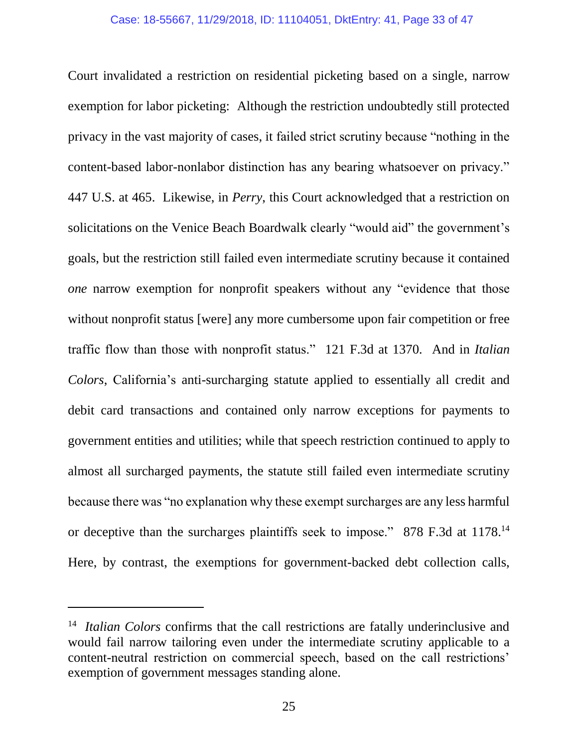Court invalidated a restriction on residential picketing based on a single, narrow exemption for labor picketing: Although the restriction undoubtedly still protected privacy in the vast majority of cases, it failed strict scrutiny because "nothing in the content-based labor-nonlabor distinction has any bearing whatsoever on privacy." 447 U.S. at 465. Likewise, in *Perry*, this Court acknowledged that a restriction on solicitations on the Venice Beach Boardwalk clearly "would aid" the government's goals, but the restriction still failed even intermediate scrutiny because it contained *one* narrow exemption for nonprofit speakers without any "evidence that those without nonprofit status [were] any more cumbersome upon fair competition or free traffic flow than those with nonprofit status." 121 F.3d at 1370. And in *Italian Colors*, California's anti-surcharging statute applied to essentially all credit and debit card transactions and contained only narrow exceptions for payments to government entities and utilities; while that speech restriction continued to apply to almost all surcharged payments, the statute still failed even intermediate scrutiny because there was "no explanation why these exempt surcharges are any less harmful or deceptive than the surcharges plaintiffs seek to impose." 878 F.3d at 1178.[14] Here, by contrast, the exemptions for government-backed debt collection calls,

---

[14] *Italian Colors* confirms that the call restrictions are fatally underinclusive and would fail narrow tailoring even under the intermediate scrutiny applicable to a content-neutral restriction on commercial speech, based on the call restrictions' exemption of government messages standing alone.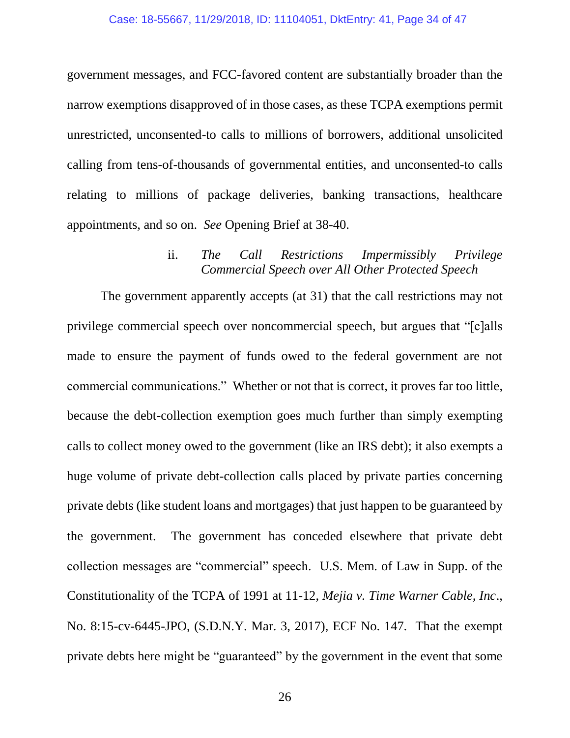government messages, and FCC-favored content are substantially broader than the narrow exemptions disapproved of in those cases, as these TCPA exemptions permit unrestricted, unconsented-to calls to millions of borrowers, additional unsolicited calling from tens-of-thousands of governmental entities, and unconsented-to calls relating to millions of package deliveries, banking transactions, healthcare appointments, and so on. *See* Opening Brief at 38-40.

ii. *The Call Restrictions Impermissibly Privilege Commercial Speech over All Other Protected Speech*

The government apparently accepts (at 31) that the call restrictions may not privilege commercial speech over noncommercial speech, but argues that "[c]alls made to ensure the payment of funds owed to the federal government are not commercial communications." Whether or not that is correct, it proves far too little, because the debt-collection exemption goes much further than simply exempting calls to collect money owed to the government (like an IRS debt); it also exempts a huge volume of private debt-collection calls placed by private parties concerning private debts (like student loans and mortgages) that just happen to be guaranteed by the government. The government has conceded elsewhere that private debt collection messages are "commercial" speech. U.S. Mem. of Law in Supp. of the Constitutionality of the TCPA of 1991 at 11-12, *Mejia v. Time Warner Cable, Inc*., No. 8:15-cv-6445-JPO, (S.D.N.Y. Mar. 3, 2017), ECF No. 147. That the exempt private debts here might be "guaranteed" by the government in the event that some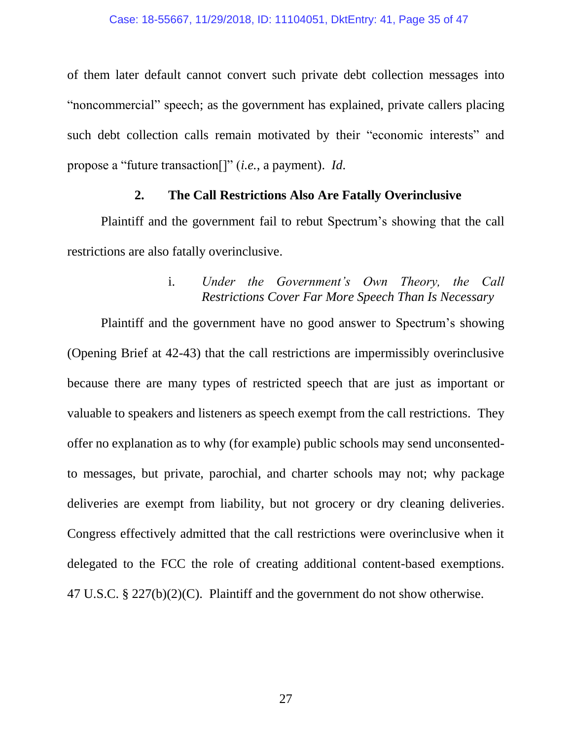of them later default cannot convert such private debt collection messages into "noncommercial" speech; as the government has explained, private callers placing such debt collection calls remain motivated by their "economic interests" and propose a "future transaction[]" (*i.e.*, a payment). *Id.*

### 2. The Call Restrictions Also Are Fatally Overinclusive

Plaintiff and the government fail to rebut Spectrum's showing that the call restrictions are also fatally overinclusive.

#### i. *Under the Government's Own Theory, the Call Restrictions Cover Far More Speech Than Is Necessary*

Plaintiff and the government have no good answer to Spectrum's showing (Opening Brief at 42-43) that the call restrictions are impermissibly overinclusive because there are many types of restricted speech that are just as important or valuable to speakers and listeners as speech exempt from the call restrictions. They offer no explanation as to why (for example) public schools may send unconsented-to messages, but private, parochial, and charter schools may not; why package deliveries are exempt from liability, but not grocery or dry cleaning deliveries. Congress effectively admitted that the call restrictions were overinclusive when it delegated to the FCC the role of creating additional content-based exemptions. 47 U.S.C. § 227(b)(2)(C). Plaintiff and the government do not show otherwise.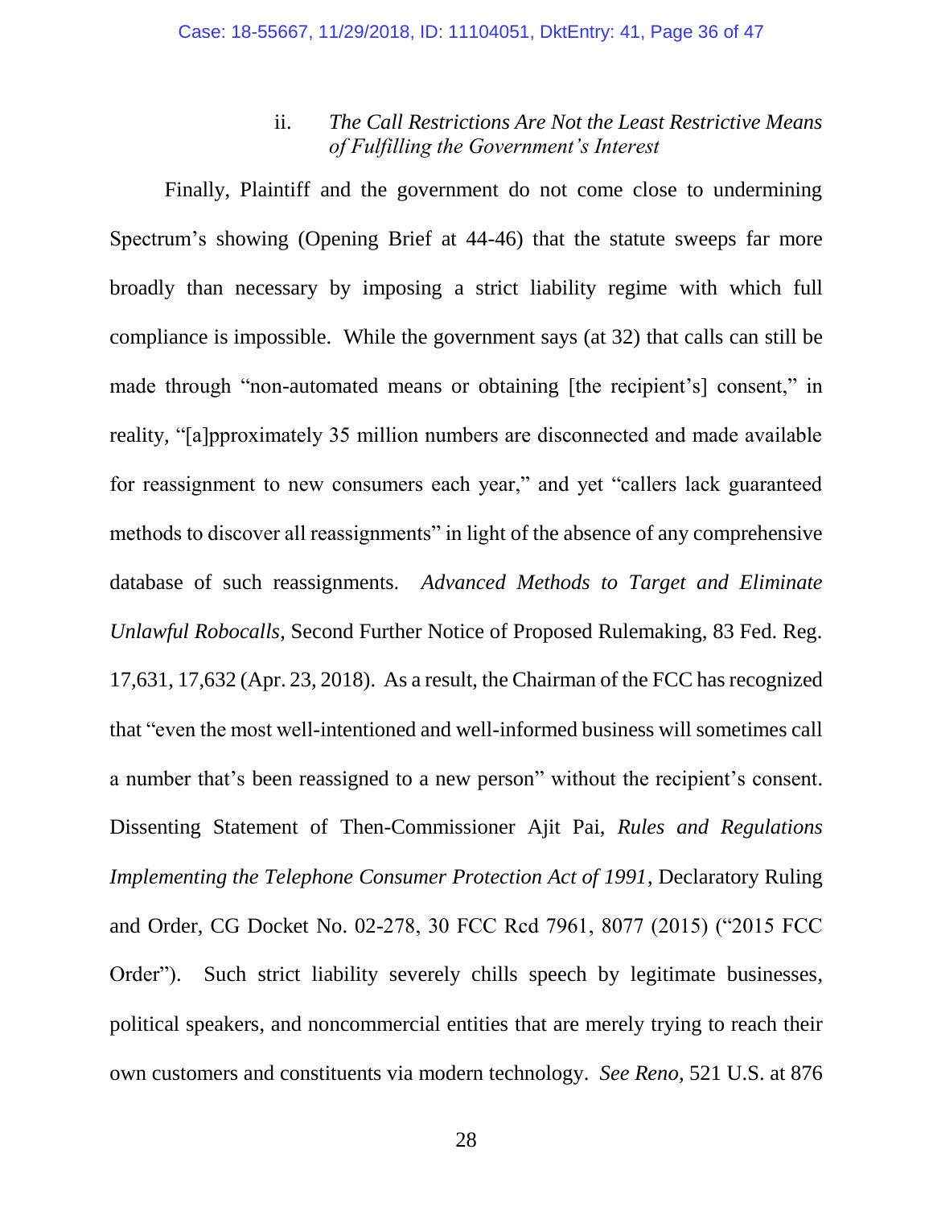### ii. *The Call Restrictions Are Not the Least Restrictive Means of Fulfilling the Government's Interest*

Finally, Plaintiff and the government do not come close to undermining Spectrum's showing (Opening Brief at 44-46) that the statute sweeps far more broadly than necessary by imposing a strict liability regime with which full compliance is impossible. While the government says (at 32) that calls can still be made through "non-automated means or obtaining [the recipient's] consent," in reality, "[a]pproximately 35 million numbers are disconnected and made available for reassignment to new consumers each year," and yet "callers lack guaranteed methods to discover all reassignments" in light of the absence of any comprehensive database of such reassignments. *Advanced Methods to Target and Eliminate Unlawful Robocalls*, Second Further Notice of Proposed Rulemaking, 83 Fed. Reg. 17,631, 17,632 (Apr. 23, 2018). As a result, the Chairman of the FCC has recognized that "even the most well-intentioned and well-informed business will sometimes call a number that's been reassigned to a new person" without the recipient's consent. Dissenting Statement of Then-Commissioner Ajit Pai, *Rules and Regulations Implementing the Telephone Consumer Protection Act of 1991*, Declaratory Ruling and Order, CG Docket No. 02-278, 30 FCC Rcd 7961, 8077 (2015) ("2015 FCC Order"). Such strict liability severely chills speech by legitimate businesses, political speakers, and noncommercial entities that are merely trying to reach their own customers and constituents via modern technology. *See Reno*, 521 U.S. at 876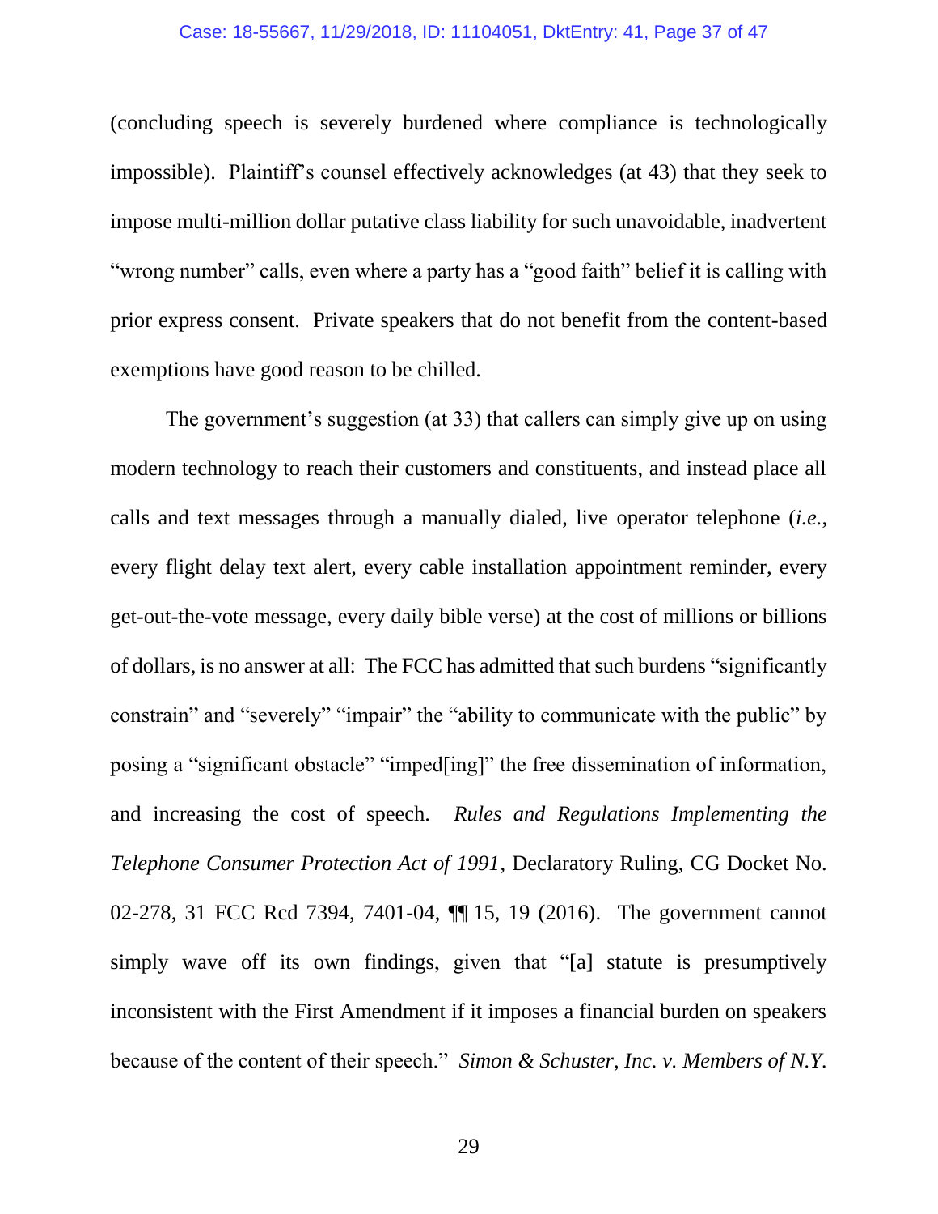(concluding speech is severely burdened where compliance is technologically impossible). Plaintiff's counsel effectively acknowledges (at 43) that they seek to impose multi-million dollar putative class liability for such unavoidable, inadvertent "wrong number" calls, even where a party has a "good faith" belief it is calling with prior express consent. Private speakers that do not benefit from the content-based exemptions have good reason to be chilled.

The government's suggestion (at 33) that callers can simply give up on using modern technology to reach their customers and constituents, and instead place all calls and text messages through a manually dialed, live operator telephone (*i.e.*, every flight delay text alert, every cable installation appointment reminder, every get-out-the-vote message, every daily bible verse) at the cost of millions or billions of dollars, is no answer at all: The FCC has admitted that such burdens "significantly constrain" and "severely" "impair" the "ability to communicate with the public" by posing a "significant obstacle" "imped[ing]" the free dissemination of information, and increasing the cost of speech. *Rules and Regulations Implementing the Telephone Consumer Protection Act of 1991*, Declaratory Ruling, CG Docket No. 02-278, 31 FCC Rcd 7394, 7401-04, ¶¶ 15, 19 (2016). The government cannot simply wave off its own findings, given that "[a] statute is presumptively inconsistent with the First Amendment if it imposes a financial burden on speakers because of the content of their speech." *Simon & Schuster, Inc. v. Members of N.Y.*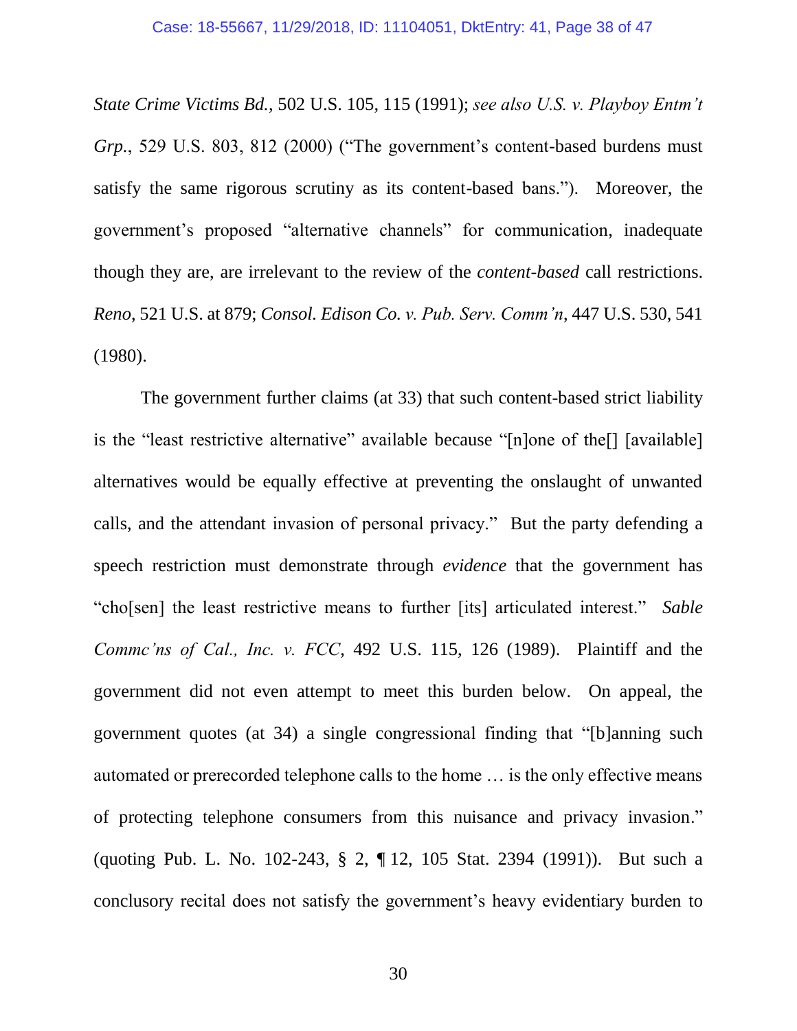*State Crime Victims Bd.*, 502 U.S. 105, 115 (1991); *see also U.S. v. Playboy Entm't Grp.*, 529 U.S. 803, 812 (2000) ("The government's content-based burdens must satisfy the same rigorous scrutiny as its content-based bans."). Moreover, the government's proposed "alternative channels" for communication, inadequate though they are, are irrelevant to the review of the *content-based* call restrictions. *Reno*, 521 U.S. at 879; *Consol. Edison Co. v. Pub. Serv. Comm'n*, 447 U.S. 530, 541 (1980).

The government further claims (at 33) that such content-based strict liability is the "least restrictive alternative" available because "[n]one of the[] [available] alternatives would be equally effective at preventing the onslaught of unwanted calls, and the attendant invasion of personal privacy." But the party defending a speech restriction must demonstrate through *evidence* that the government has "cho[sen] the least restrictive means to further [its] articulated interest." *Sable Commc'ns of Cal., Inc. v. FCC*, 492 U.S. 115, 126 (1989). Plaintiff and the government did not even attempt to meet this burden below. On appeal, the government quotes (at 34) a single congressional finding that "[b]anning such automated or prerecorded telephone calls to the home … is the only effective means of protecting telephone consumers from this nuisance and privacy invasion." (quoting Pub. L. No. 102-243, § 2, ¶ 12, 105 Stat. 2394 (1991)). But such a conclusory recital does not satisfy the government's heavy evidentiary burden to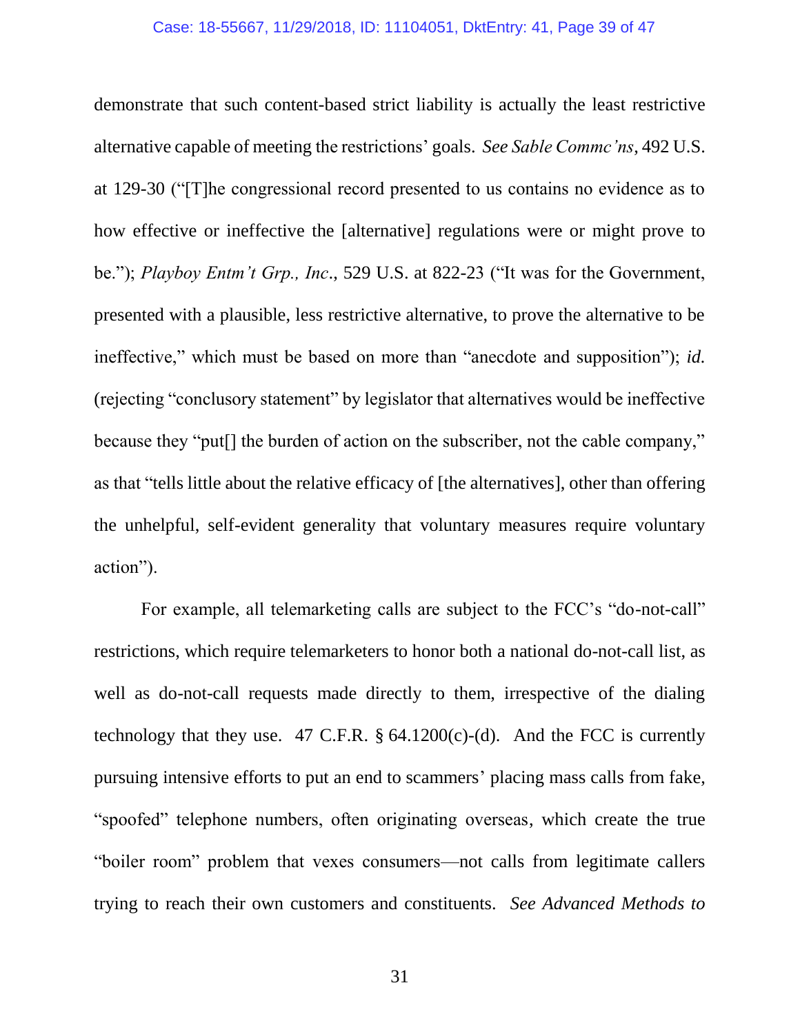demonstrate that such content-based strict liability is actually the least restrictive alternative capable of meeting the restrictions' goals. *See Sable Commc'ns*, 492 U.S. at 129-30 ("[T]he congressional record presented to us contains no evidence as to how effective or ineffective the [alternative] regulations were or might prove to be."); *Playboy Entm't Grp., Inc.*, 529 U.S. at 822-23 ("It was for the Government, presented with a plausible, less restrictive alternative, to prove the alternative to be ineffective," which must be based on more than "anecdote and supposition"); *id.* (rejecting "conclusory statement" by legislator that alternatives would be ineffective because they "put[] the burden of action on the subscriber, not the cable company," as that "tells little about the relative efficacy of [the alternatives], other than offering the unhelpful, self-evident generality that voluntary measures require voluntary action").

For example, all telemarketing calls are subject to the FCC's "do-not-call" restrictions, which require telemarketers to honor both a national do-not-call list, as well as do-not-call requests made directly to them, irrespective of the dialing technology that they use. 47 C.F.R. § 64.1200(c)-(d). And the FCC is currently pursuing intensive efforts to put an end to scammers' placing mass calls from fake, "spoofed" telephone numbers, often originating overseas, which create the true "boiler room" problem that vexes consumers—not calls from legitimate callers trying to reach their own customers and constituents. *See Advanced Methods to*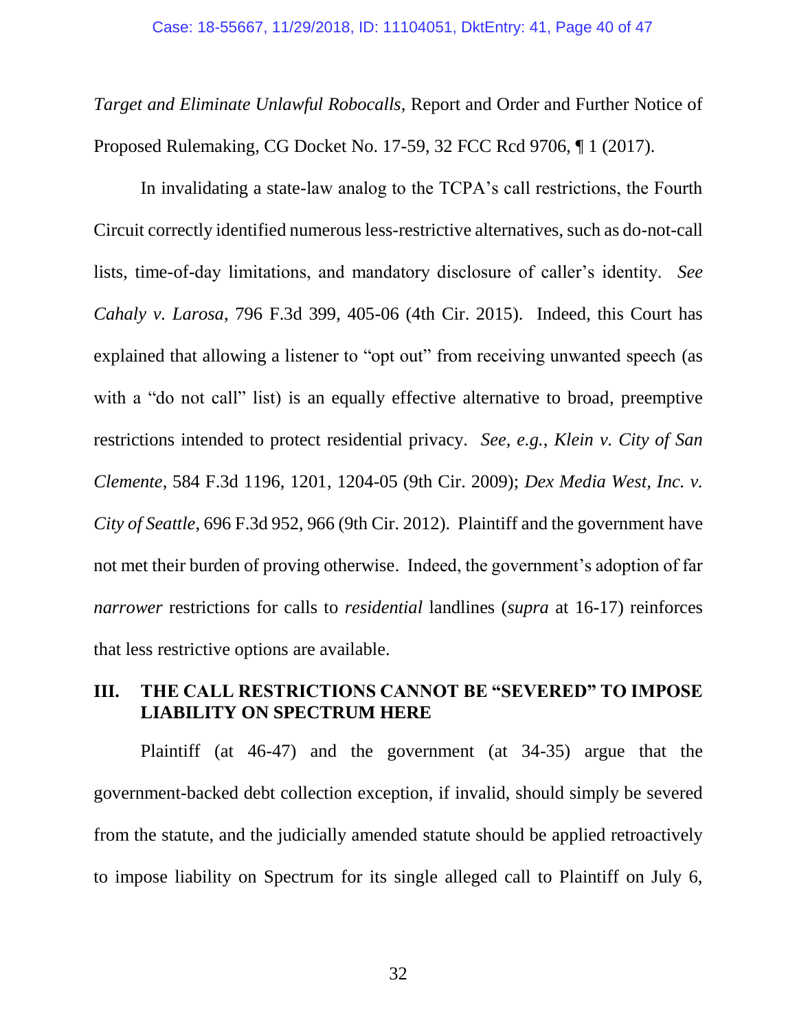*Target and Eliminate Unlawful Robocalls*, Report and Order and Further Notice of Proposed Rulemaking, CG Docket No. 17-59, 32 FCC Rcd 9706, ¶ 1 (2017).

In invalidating a state-law analog to the TCPA's call restrictions, the Fourth Circuit correctly identified numerous less-restrictive alternatives, such as do-not-call lists, time-of-day limitations, and mandatory disclosure of caller's identity. *See Cahaly v. Larosa*, 796 F.3d 399, 405-06 (4th Cir. 2015). Indeed, this Court has explained that allowing a listener to "opt out" from receiving unwanted speech (as with a "do not call" list) is an equally effective alternative to broad, preemptive restrictions intended to protect residential privacy. *See, e.g.*, *Klein v. City of San Clemente*, 584 F.3d 1196, 1201, 1204-05 (9th Cir. 2009); *Dex Media West, Inc. v. City of Seattle*, 696 F.3d 952, 966 (9th Cir. 2012). Plaintiff and the government have not met their burden of proving otherwise. Indeed, the government's adoption of far *narrower* restrictions for calls to *residential* landlines (*supra* at 16-17) reinforces that less restrictive options are available.

## III. THE CALL RESTRICTIONS CANNOT BE "SEVERED" TO IMPOSE LIABILITY ON SPECTRUM HERE

Plaintiff (at 46-47) and the government (at 34-35) argue that the government-backed debt collection exception, if invalid, should simply be severed from the statute, and the judicially amended statute should be applied retroactively to impose liability on Spectrum for its single alleged call to Plaintiff on July 6,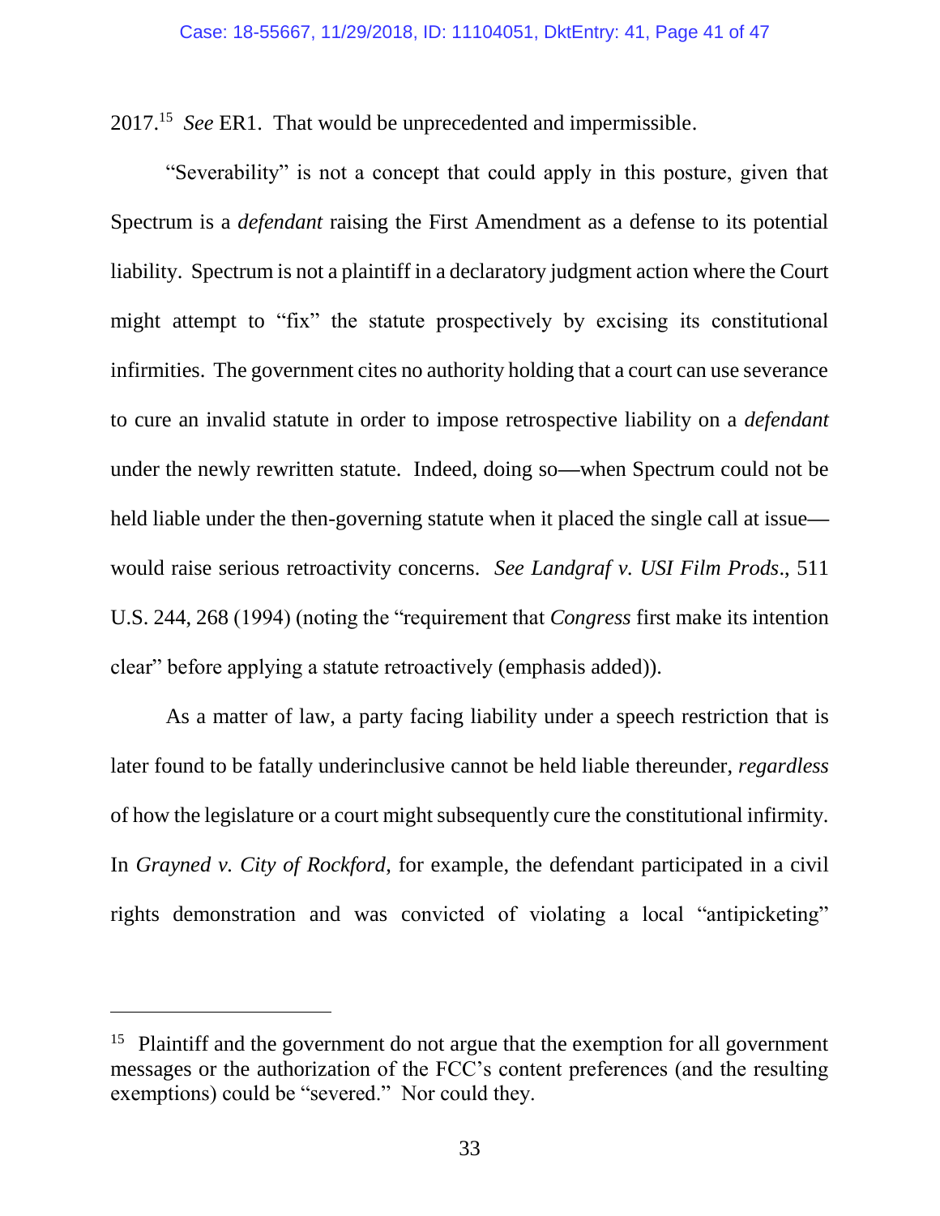2017.[15] *See* ER1. That would be unprecedented and impermissible.

"Severability" is not a concept that could apply in this posture, given that Spectrum is a *defendant* raising the First Amendment as a defense to its potential liability. Spectrum is not a plaintiff in a declaratory judgment action where the Court might attempt to "fix" the statute prospectively by excising its constitutional infirmities. The government cites no authority holding that a court can use severance to cure an invalid statute in order to impose retrospective liability on a *defendant* under the newly rewritten statute. Indeed, doing so—when Spectrum could not be held liable under the then-governing statute when it placed the single call at issue—would raise serious retroactivity concerns. *See Landgraf v. USI Film Prods*., 511 U.S. 244, 268 (1994) (noting the "requirement that *Congress* first make its intention clear" before applying a statute retroactively (emphasis added)).

As a matter of law, a party facing liability under a speech restriction that is later found to be fatally underinclusive cannot be held liable thereunder, *regardless* of how the legislature or a court might subsequently cure the constitutional infirmity. In *Grayned v. City of Rockford*, for example, the defendant participated in a civil rights demonstration and was convicted of violating a local "antipicketing"

---

[15] Plaintiff and the government do not argue that the exemption for all government messages or the authorization of the FCC's content preferences (and the resulting exemptions) could be "severed." Nor could they.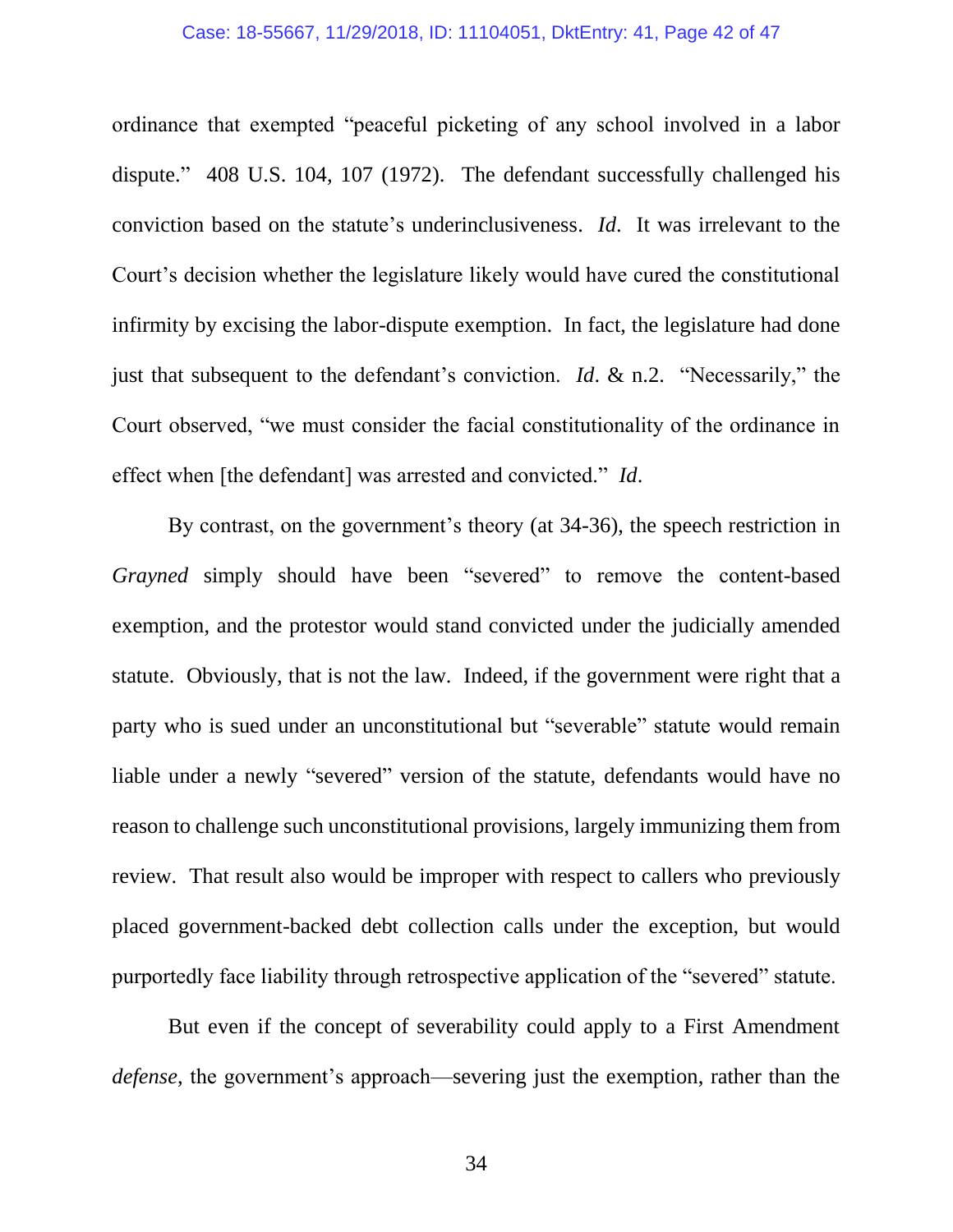ordinance that exempted "peaceful picketing of any school involved in a labor dispute." 408 U.S. 104, 107 (1972). The defendant successfully challenged his conviction based on the statute's underinclusiveness. *Id*. It was irrelevant to the Court's decision whether the legislature likely would have cured the constitutional infirmity by excising the labor-dispute exemption. In fact, the legislature had done just that subsequent to the defendant's conviction. *Id*. & n.2. "Necessarily," the Court observed, "we must consider the facial constitutionality of the ordinance in effect when [the defendant] was arrested and convicted." *Id*.

By contrast, on the government's theory (at 34-36), the speech restriction in *Grayned* simply should have been "severed" to remove the content-based exemption, and the protestor would stand convicted under the judicially amended statute. Obviously, that is not the law. Indeed, if the government were right that a party who is sued under an unconstitutional but "severable" statute would remain liable under a newly "severed" version of the statute, defendants would have no reason to challenge such unconstitutional provisions, largely immunizing them from review. That result also would be improper with respect to callers who previously placed government-backed debt collection calls under the exception, but would purportedly face liability through retrospective application of the "severed" statute.

But even if the concept of severability could apply to a First Amendment *defense*, the government's approach—severing just the exemption, rather than the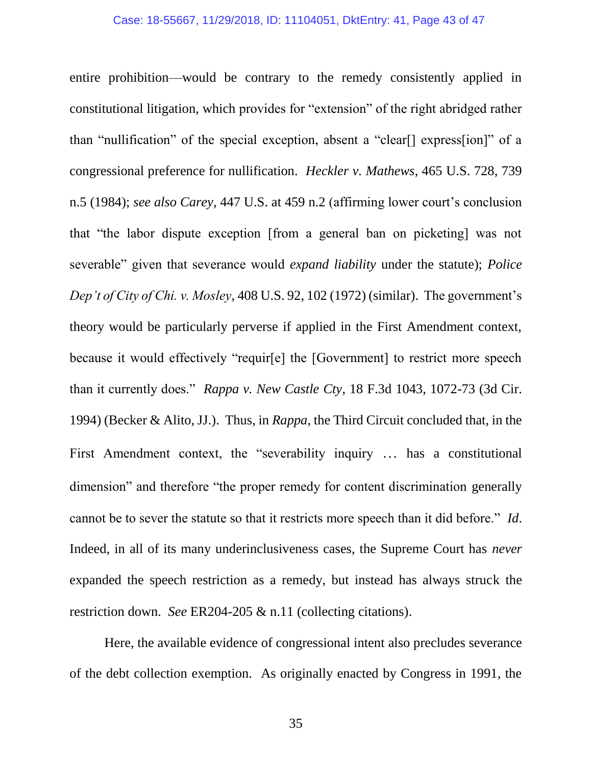entire prohibition—would be contrary to the remedy consistently applied in constitutional litigation, which provides for "extension" of the right abridged rather than "nullification" of the special exception, absent a "clear[] express[ion]" of a congressional preference for nullification. *Heckler v. Mathews*, 465 U.S. 728, 739 n.5 (1984); *see also Carey*, 447 U.S. at 459 n.2 (affirming lower court's conclusion that "the labor dispute exception [from a general ban on picketing] was not severable" given that severance would *expand liability* under the statute); *Police Dep't of City of Chi. v. Mosley*, 408 U.S. 92, 102 (1972) (similar). The government's theory would be particularly perverse if applied in the First Amendment context, because it would effectively "requir[e] the [Government] to restrict more speech than it currently does." *Rappa v. New Castle Cty*, 18 F.3d 1043, 1072-73 (3d Cir. 1994) (Becker & Alito, JJ.). Thus, in *Rappa*, the Third Circuit concluded that, in the First Amendment context, the "severability inquiry … has a constitutional dimension" and therefore "the proper remedy for content discrimination generally cannot be to sever the statute so that it restricts more speech than it did before." *Id*. Indeed, in all of its many underinclusiveness cases, the Supreme Court has *never* expanded the speech restriction as a remedy, but instead has always struck the restriction down. *See* ER204-205 & n.11 (collecting citations).

Here, the available evidence of congressional intent also precludes severance of the debt collection exemption. As originally enacted by Congress in 1991, the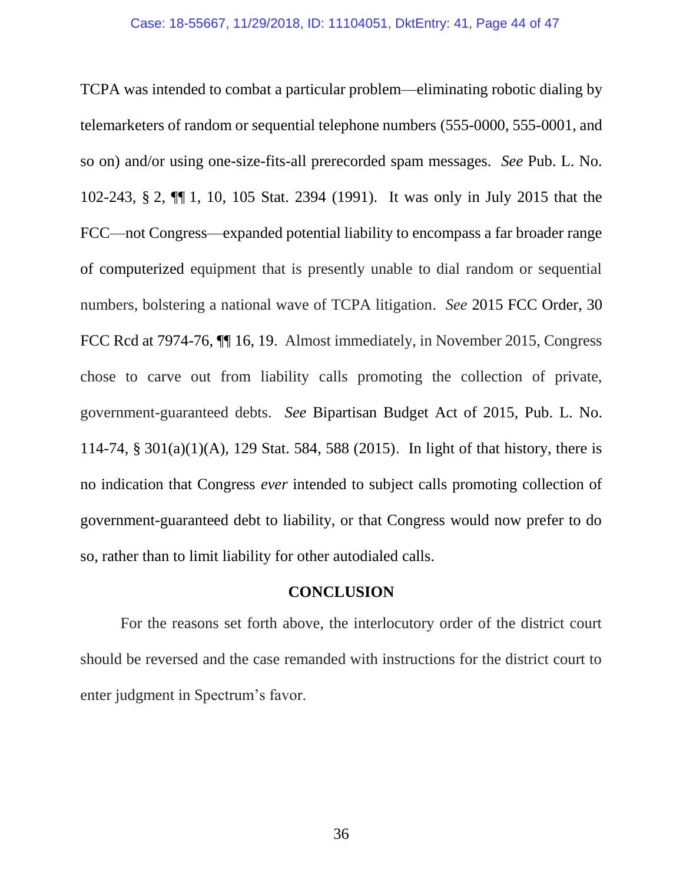TCPA was intended to combat a particular problem—eliminating robotic dialing by telemarketers of random or sequential telephone numbers (555-0000, 555-0001, and so on) and/or using one-size-fits-all prerecorded spam messages. *See* Pub. L. No. 102-243, § 2, ¶¶ 1, 10, 105 Stat. 2394 (1991). It was only in July 2015 that the FCC—not Congress—expanded potential liability to encompass a far broader range of computerized equipment that is presently unable to dial random or sequential numbers, bolstering a national wave of TCPA litigation. *See* 2015 FCC Order, 30 FCC Rcd at 7974-76, ¶¶ 16, 19. Almost immediately, in November 2015, Congress chose to carve out from liability calls promoting the collection of private, government-guaranteed debts. *See* Bipartisan Budget Act of 2015, Pub. L. No. 114-74, § 301(a)(1)(A), 129 Stat. 584, 588 (2015). In light of that history, there is no indication that Congress *ever* intended to subject calls promoting collection of government-guaranteed debt to liability, or that Congress would now prefer to do so, rather than to limit liability for other autodialed calls.

## CONCLUSION

For the reasons set forth above, the interlocutory order of the district court should be reversed and the case remanded with instructions for the district court to enter judgment in Spectrum's favor.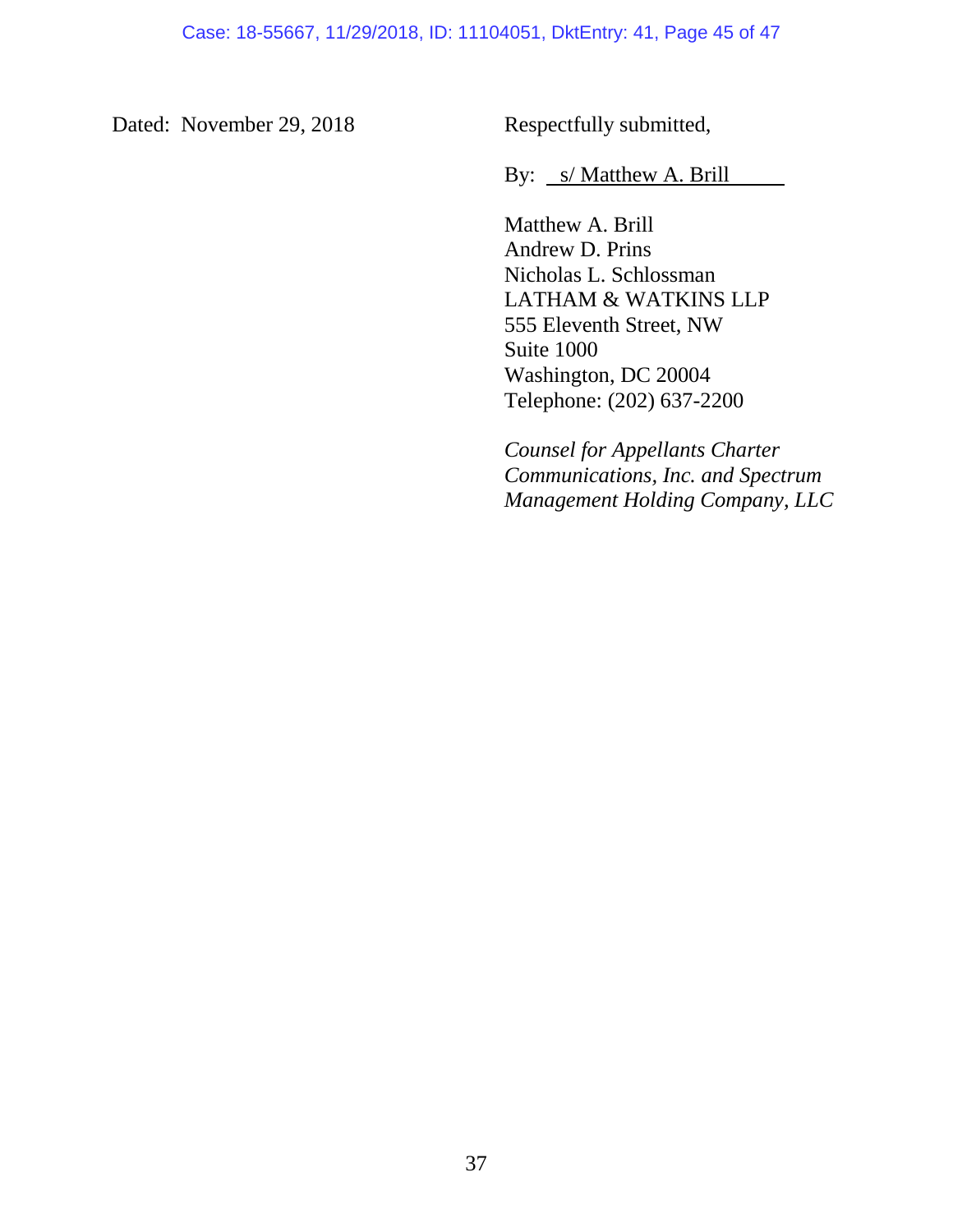Dated: November 29, 2018

Respectfully submitted,

By: s/ Matthew A. Brill

Matthew A. Brill
Andrew D. Prins
Nicholas L. Schlossman
LATHAM & WATKINS LLP
555 Eleventh Street, NW
Suite 1000
Washington, DC 20004
Telephone: (202) 637-2200

*Counsel for Appellants Charter Communications, Inc. and Spectrum Management Holding Company, LLC*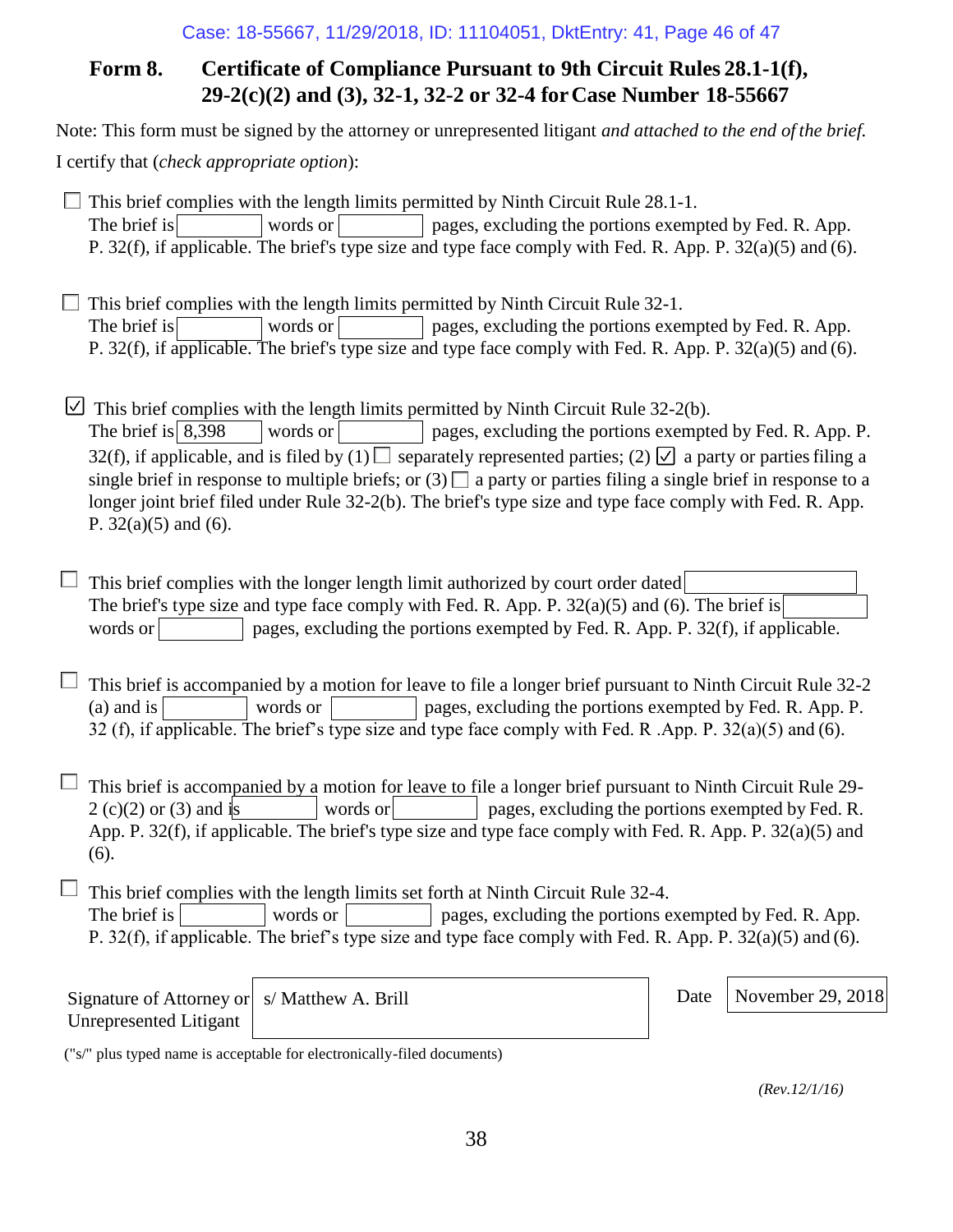## Form 8. Certificate of Compliance Pursuant to 9th Circuit Rules 28.1-1(f), 29-2(c)(2) and (3), 32-1, 32-2 or 32-4 for Case Number 18-55667

Note: This form must be signed by the attorney or unrepresented litigant *and attached to the end of the brief.*

I certify that (*check appropriate option*):

☐ This brief complies with the length limits permitted by Ninth Circuit Rule 28.1-1.
The brief is [        ] words or [        ] pages, excluding the portions exempted by Fed. R. App. P. 32(f), if applicable. The brief's type size and type face comply with Fed. R. App. P. 32(a)(5) and (6).

☐ This brief complies with the length limits permitted by Ninth Circuit Rule 32-1.
The brief is [        ] words or [        ] pages, excluding the portions exempted by Fed. R. App. P. 32(f), if applicable. The brief's type size and type face comply with Fed. R. App. P. 32(a)(5) and (6).

☑ This brief complies with the length limits permitted by Ninth Circuit Rule 32-2(b).
The brief is [ 8,398 ] words or [        ] pages, excluding the portions exempted by Fed. R. App. P. 32(f), if applicable, and is filed by (1) ☐ separately represented parties; (2) ☑ a party or parties filing a single brief in response to multiple briefs; or (3) ☐ a party or parties filing a single brief in response to a longer joint brief filed under Rule 32-2(b). The brief's type size and type face comply with Fed. R. App. P. 32(a)(5) and (6).

☐ This brief complies with the longer length limit authorized by court order dated [        ]
The brief's type size and type face comply with Fed. R. App. P. 32(a)(5) and (6). The brief is [        ] words or [        ] pages, excluding the portions exempted by Fed. R. App. P. 32(f), if applicable.

☐ This brief is accompanied by a motion for leave to file a longer brief pursuant to Ninth Circuit Rule 32-2 (a) and is [        ] words or [        ] pages, excluding the portions exempted by Fed. R. App. P. 32 (f), if applicable. The brief's type size and type face comply with Fed. R .App. P. 32(a)(5) and (6).

☐ This brief is accompanied by a motion for leave to file a longer brief pursuant to Ninth Circuit Rule 29-2 (c)(2) or (3) and is [        ] words or [        ] pages, excluding the portions exempted by Fed. R. App. P. 32(f), if applicable. The brief's type size and type face comply with Fed. R. App. P. 32(a)(5) and (6).

☐ This brief complies with the length limits set forth at Ninth Circuit Rule 32-4.
The brief is [        ] words or [        ] pages, excluding the portions exempted by Fed. R. App. P. 32(f), if applicable. The brief's type size and type face comply with Fed. R. App. P. 32(a)(5) and (6).

Signature of Attorney or Unrepresented Litigant: s/ Matthew A. Brill

Date: November 29, 2018

("s/" plus typed name is acceptable for electronically-filed documents)

*(Rev.12/1/16)*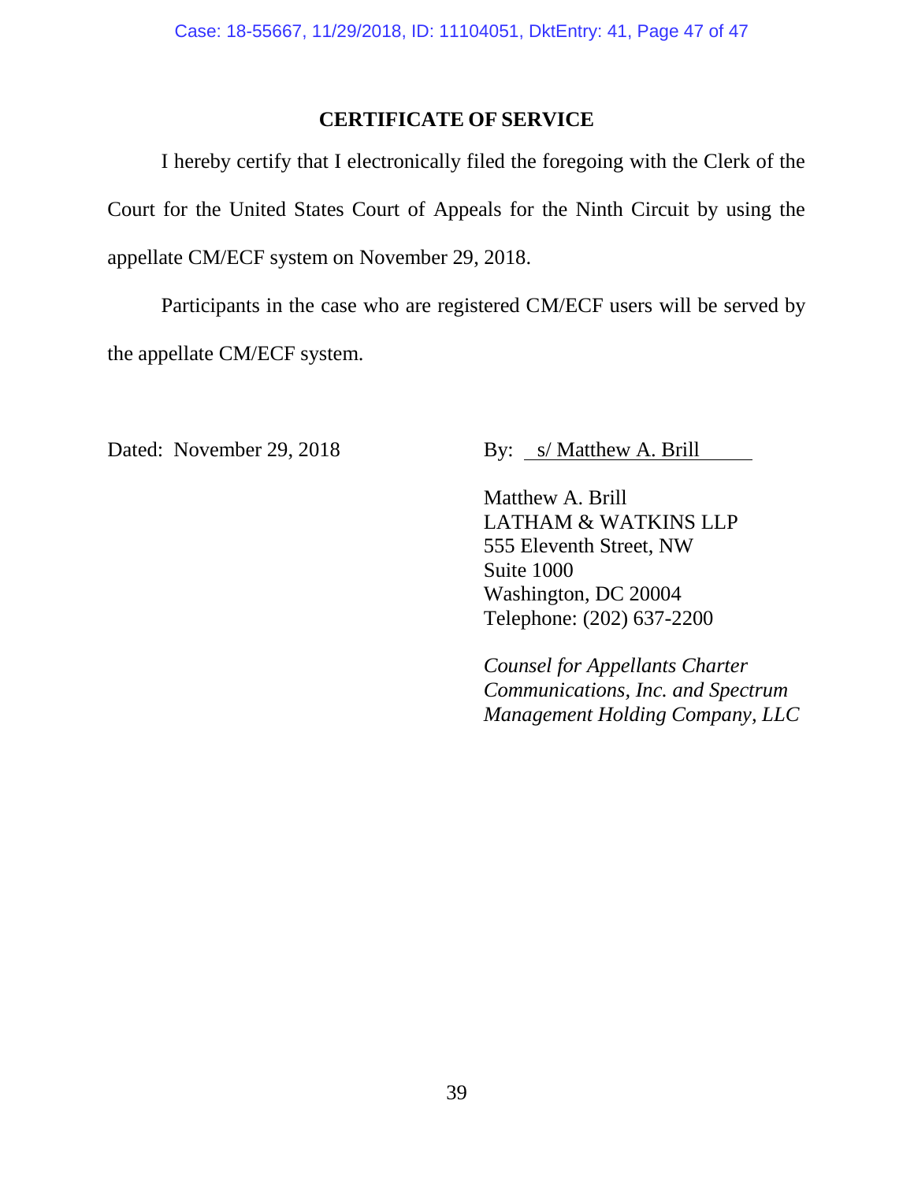## CERTIFICATE OF SERVICE

I hereby certify that I electronically filed the foregoing with the Clerk of the Court for the United States Court of Appeals for the Ninth Circuit by using the appellate CM/ECF system on November 29, 2018.

Participants in the case who are registered CM/ECF users will be served by the appellate CM/ECF system.

Dated: November 29, 2018

By: s/ Matthew A. Brill

Matthew A. Brill
LATHAM & WATKINS LLP
555 Eleventh Street, NW
Suite 1000
Washington, DC 20004
Telephone: (202) 637-2200

*Counsel for Appellants Charter Communications, Inc. and Spectrum Management Holding Company, LLC*